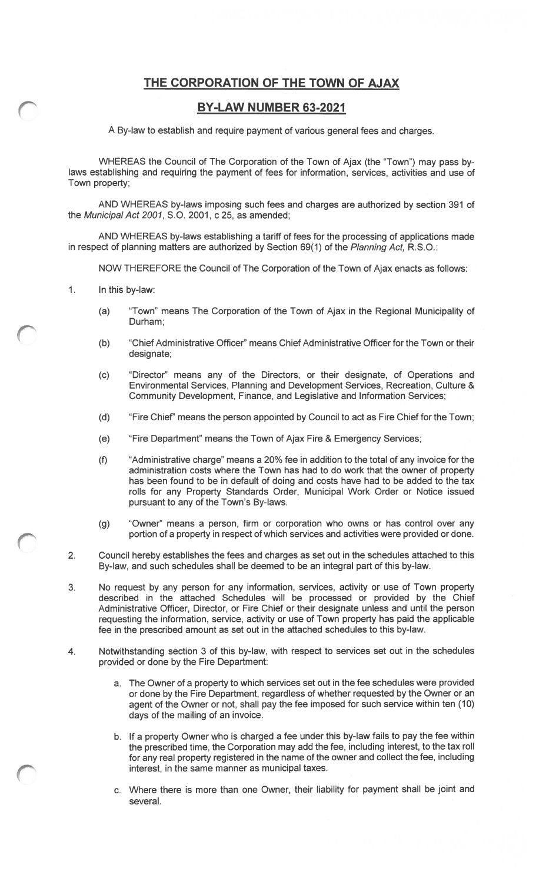# THE CORPORATION OF THE TOWN OF AJAX

## BY-LAW NUMBER 63-2021

A By-law to establish and require payment of various general fees and charges.

WHEREAS the Council of The Corporation of the Town of Ajax (the "Town") may pass by-laws establishing and requiring the payment of fees for information, services, activities and use of Town property;

AND WHEREAS by-laws imposing such fees and charges are authorized by section 391 of the *Municipal Act 2001*, S.O. 2001, c 25, as amended;

AND WHEREAS by-laws establishing a tariff of fees for the processing of applications made in respect of planning matters are authorized by Section 69(1) of the *Planning Act,* R.S.O.:

NOW THEREFORE the Council of The Corporation of the Town of Ajax enacts as follows:

1. In this by-law:

   (a) "Town" means The Corporation of the Town of Ajax in the Regional Municipality of Durham;

   (b) "Chief Administrative Officer" means Chief Administrative Officer for the Town or their designate;

   (c) "Director" means any of the Directors, or their designate, of Operations and Environmental Services, Planning and Development Services, Recreation, Culture & Community Development, Finance, and Legislative and Information Services;

   (d) "Fire Chief" means the person appointed by Council to act as Fire Chief for the Town;

   (e) "Fire Department" means the Town of Ajax Fire & Emergency Services;

   (f) "Administrative charge" means a 20% fee in addition to the total of any invoice for the administration costs where the Town has had to do work that the owner of property has been found to be in default of doing and costs have had to be added to the tax rolls for any Property Standards Order, Municipal Work Order or Notice issued pursuant to any of the Town's By-laws.

   (g) "Owner" means a person, firm or corporation who owns or has control over any portion of a property in respect of which services and activities were provided or done.

2. Council hereby establishes the fees and charges as set out in the schedules attached to this By-law, and such schedules shall be deemed to be an integral part of this by-law.

3. No request by any person for any information, services, activity or use of Town property described in the attached Schedules will be processed or provided by the Chief Administrative Officer, Director, or Fire Chief or their designate unless and until the person requesting the information, service, activity or use of Town property has paid the applicable fee in the prescribed amount as set out in the attached schedules to this by-law.

4. Notwithstanding section 3 of this by-law, with respect to services set out in the schedules provided or done by the Fire Department:

   a. The Owner of a property to which services set out in the fee schedules were provided or done by the Fire Department, regardless of whether requested by the Owner or an agent of the Owner or not, shall pay the fee imposed for such service within ten (10) days of the mailing of an invoice.

   b. If a property Owner who is charged a fee under this by-law fails to pay the fee within the prescribed time, the Corporation may add the fee, including interest, to the tax roll for any real property registered in the name of the owner and collect the fee, including interest, in the same manner as municipal taxes.

   c. Where there is more than one Owner, their liability for payment shall be joint and several.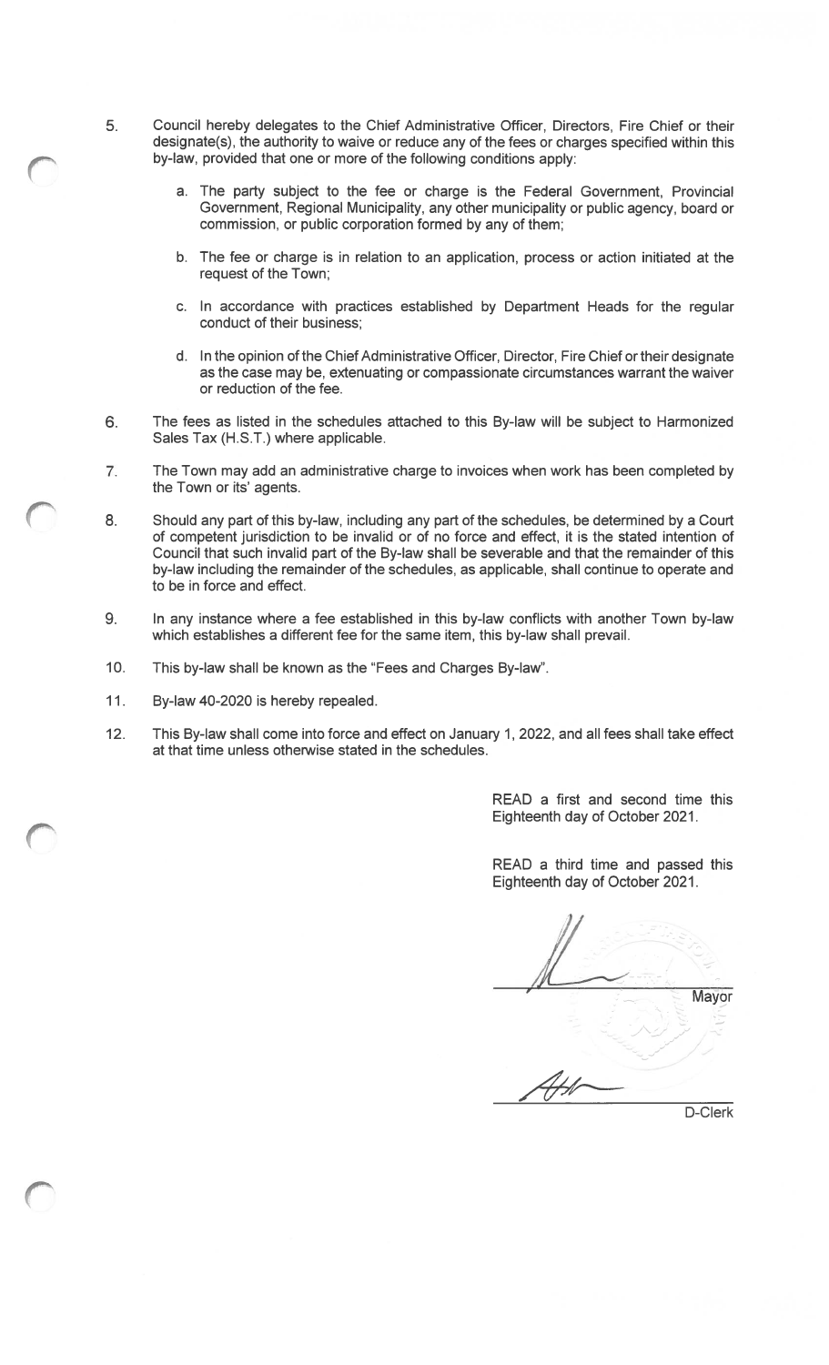5. Council hereby delegates to the Chief Administrative Officer, Directors, Fire Chief or their designate(s), the authority to waive or reduce any of the fees or charges specified within this by-law, provided that one or more of the following conditions apply:

   a. The party subject to the fee or charge is the Federal Government, Provincial Government, Regional Municipality, any other municipality or public agency, board or commission, or public corporation formed by any of them;

   b. The fee or charge is in relation to an application, process or action initiated at the request of the Town;

   c. In accordance with practices established by Department Heads for the regular conduct of their business;

   d. In the opinion of the Chief Administrative Officer, Director, Fire Chief or their designate as the case may be, extenuating or compassionate circumstances warrant the waiver or reduction of the fee.

6. The fees as listed in the schedules attached to this By-law will be subject to Harmonized Sales Tax (H.S.T.) where applicable.

7. The Town may add an administrative charge to invoices when work has been completed by the Town or its' agents.

8. Should any part of this by-law, including any part of the schedules, be determined by a Court of competent jurisdiction to be invalid or of no force and effect, it is the stated intention of Council that such invalid part of the By-law shall be severable and that the remainder of this by-law including the remainder of the schedules, as applicable, shall continue to operate and to be in force and effect.

9. In any instance where a fee established in this by-law conflicts with another Town by-law which establishes a different fee for the same item, this by-law shall prevail.

10. This by-law shall be known as the "Fees and Charges By-law".

11. By-law 40-2020 is hereby repealed.

12. This By-law shall come into force and effect on January 1, 2022, and all fees shall take effect at that time unless otherwise stated in the schedules.

READ a first and second time this Eighteenth day of October 2021.

READ a third time and passed this Eighteenth day of October 2021.

Mayor

D-Clerk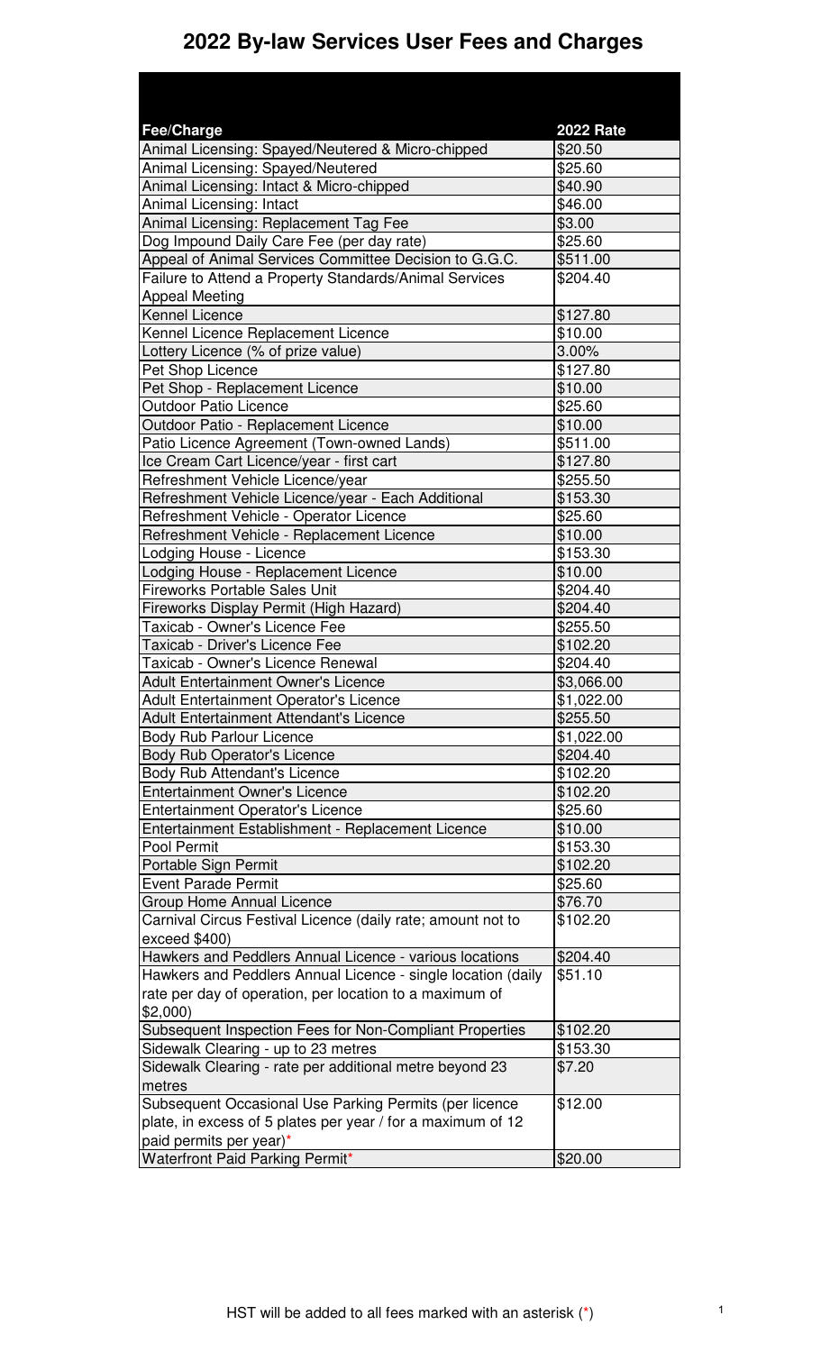# 2022 By-law Services User Fees and Charges

| Fee/Charge | 2022 Rate |
|---|---|
| Animal Licensing: Spayed/Neutered & Micro-chipped | $20.50 |
| Animal Licensing: Spayed/Neutered | $25.60 |
| Animal Licensing: Intact & Micro-chipped | $40.90 |
| Animal Licensing: Intact | $46.00 |
| Animal Licensing: Replacement Tag Fee | $3.00 |
| Dog Impound Daily Care Fee (per day rate) | $25.60 |
| Appeal of Animal Services Committee Decision to G.G.C. | $511.00 |
| Failure to Attend a Property Standards/Animal Services Appeal Meeting | $204.40 |
| Kennel Licence | $127.80 |
| Kennel Licence Replacement Licence | $10.00 |
| Lottery Licence (% of prize value) | 3.00% |
| Pet Shop Licence | $127.80 |
| Pet Shop - Replacement Licence | $10.00 |
| Outdoor Patio Licence | $25.60 |
| Outdoor Patio - Replacement Licence | $10.00 |
| Patio Licence Agreement (Town-owned Lands) | $511.00 |
| Ice Cream Cart Licence/year - first cart | $127.80 |
| Refreshment Vehicle Licence/year | $255.50 |
| Refreshment Vehicle Licence/year - Each Additional | $153.30 |
| Refreshment Vehicle - Operator Licence | $25.60 |
| Refreshment Vehicle - Replacement Licence | $10.00 |
| Lodging House - Licence | $153.30 |
| Lodging House - Replacement Licence | $10.00 |
| Fireworks Portable Sales Unit | $204.40 |
| Fireworks Display Permit (High Hazard) | $204.40 |
| Taxicab - Owner's Licence Fee | $255.50 |
| Taxicab - Driver's Licence Fee | $102.20 |
| Taxicab - Owner's Licence Renewal | $204.40 |
| Adult Entertainment Owner's Licence | $3,066.00 |
| Adult Entertainment Operator's Licence | $1,022.00 |
| Adult Entertainment Attendant's Licence | $255.50 |
| Body Rub Parlour Licence | $1,022.00 |
| Body Rub Operator's Licence | $204.40 |
| Body Rub Attendant's Licence | $102.20 |
| Entertainment Owner's Licence | $102.20 |
| Entertainment Operator's Licence | $25.60 |
| Entertainment Establishment - Replacement Licence | $10.00 |
| Pool Permit | $153.30 |
| Portable Sign Permit | $102.20 |
| Event Parade Permit | $25.60 |
| Group Home Annual Licence | $76.70 |
| Carnival Circus Festival Licence (daily rate; amount not to exceed $400) | $102.20 |
| Hawkers and Peddlers Annual Licence - various locations | $204.40 |
| Hawkers and Peddlers Annual Licence - single location (daily rate per day of operation, per location to a maximum of $2,000) | $51.10 |
| Subsequent Inspection Fees for Non-Compliant Properties | $102.20 |
| Sidewalk Clearing - up to 23 metres | $153.30 |
| Sidewalk Clearing - rate per additional metre beyond 23 metres | $7.20 |
| Subsequent Occasional Use Parking Permits (per licence plate, in excess of 5 plates per year / for a maximum of 12 paid permits per year)* | $12.00 |
| Waterfront Paid Parking Permit* | $20.00 |

HST will be added to all fees marked with an asterisk (*)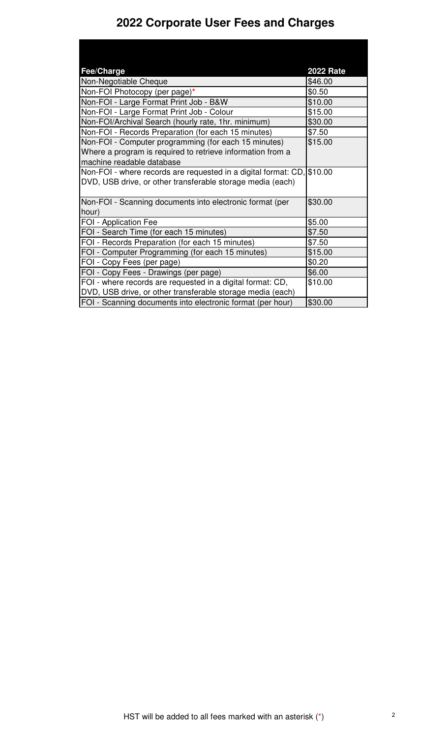# 2022 Corporate User Fees and Charges

| Fee/Charge | 2022 Rate |
|---|---|
| Non-Negotiable Cheque | $46.00 |
| Non-FOI Photocopy (per page)* | $0.50 |
| Non-FOI - Large Format Print Job - B&W | $10.00 |
| Non-FOI - Large Format Print Job - Colour | $15.00 |
| Non-FOI/Archival Search (hourly rate, 1hr. minimum) | $30.00 |
| Non-FOI - Records Preparation (for each 15 minutes) | $7.50 |
| Non-FOI - Computer programming (for each 15 minutes) Where a program is required to retrieve information from a machine readable database | $15.00 |
| Non-FOI - where records are requested in a digital format: CD, DVD, USB drive, or other transferable storage media (each) | $10.00 |
| Non-FOI - Scanning documents into electronic format (per hour) | $30.00 |
| FOI - Application Fee | $5.00 |
| FOI - Search Time (for each 15 minutes) | $7.50 |
| FOI - Records Preparation (for each 15 minutes) | $7.50 |
| FOI - Computer Programming (for each 15 minutes) | $15.00 |
| FOI - Copy Fees (per page) | $0.20 |
| FOI - Copy Fees - Drawings (per page) | $6.00 |
| FOI - where records are requested in a digital format: CD, DVD, USB drive, or other transferable storage media (each) | $10.00 |
| FOI - Scanning documents into electronic format (per hour) | $30.00 |

HST will be added to all fees marked with an asterisk (*)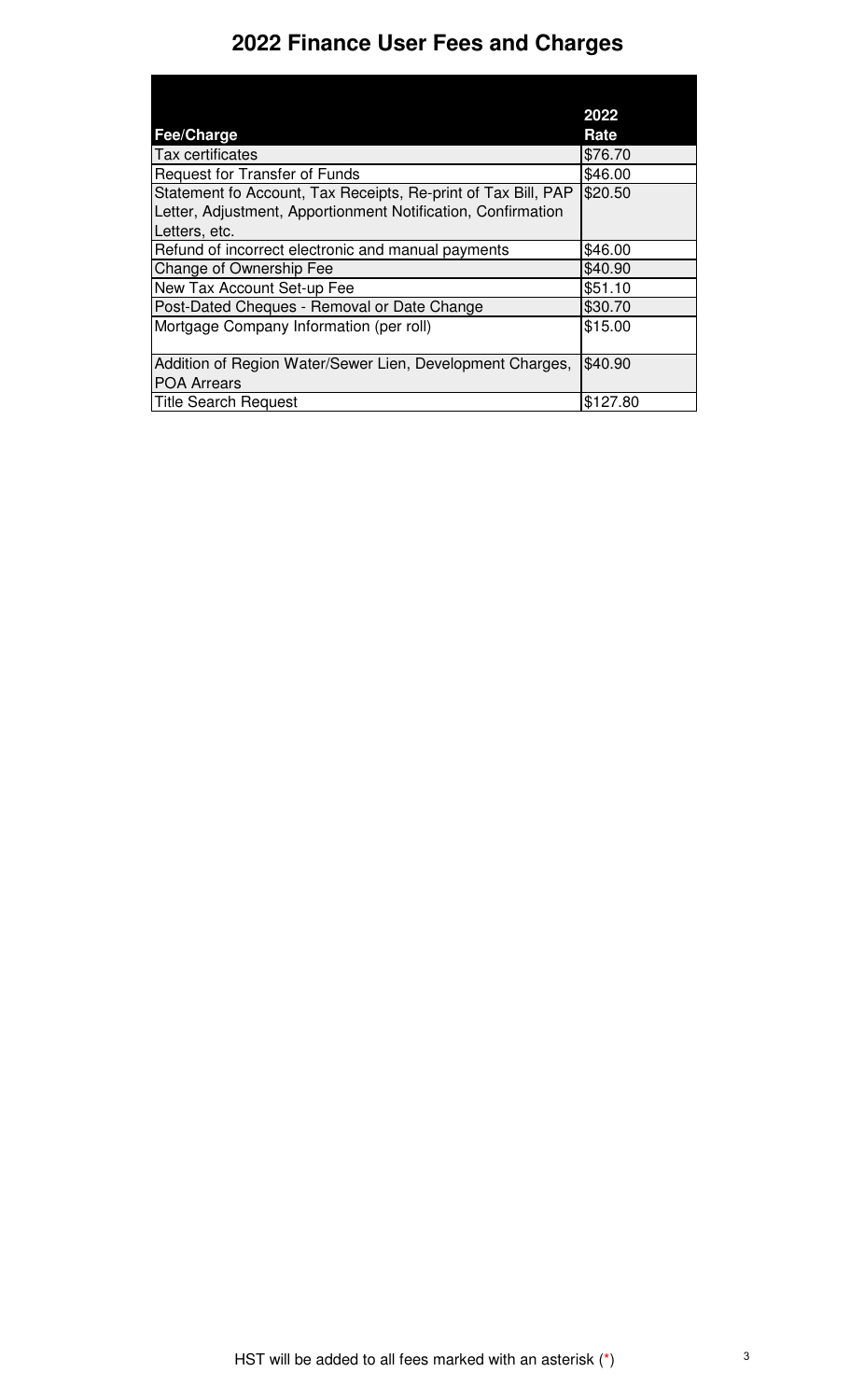# 2022 Finance User Fees and Charges

| Fee/Charge | 2022 Rate |
|---|---|
| Tax certificates | $76.70 |
| Request for Transfer of Funds | $46.00 |
| Statement fo Account, Tax Receipts, Re-print of Tax Bill, PAP Letter, Adjustment, Apportionment Notification, Confirmation Letters, etc. | $20.50 |
| Refund of incorrect electronic and manual payments | $46.00 |
| Change of Ownership Fee | $40.90 |
| New Tax Account Set-up Fee | $51.10 |
| Post-Dated Cheques - Removal or Date Change | $30.70 |
| Mortgage Company Information (per roll) | $15.00 |
| Addition of Region Water/Sewer Lien, Development Charges, POA Arrears | $40.90 |
| Title Search Request | $127.80 |

HST will be added to all fees marked with an asterisk (*)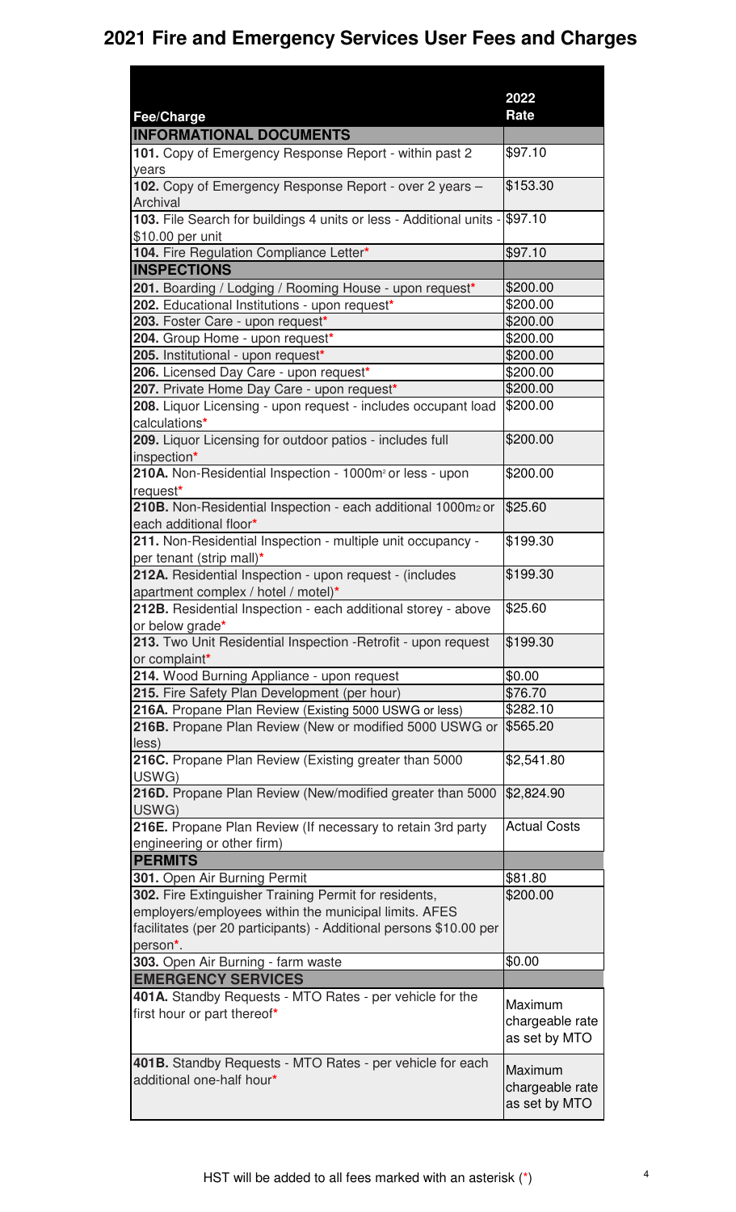# 2021 Fire and Emergency Services User Fees and Charges

| Fee/Charge | 2022 Rate |
|---|---|
| **INFORMATIONAL DOCUMENTS** | |
| **101.** Copy of Emergency Response Report - within past 2 years | $97.10 |
| **102.** Copy of Emergency Response Report - over 2 years – Archival | $153.30 |
| **103.** File Search for buildings 4 units or less - Additional units - $10.00 per unit | $97.10 |
| **104.** Fire Regulation Compliance Letter* | $97.10 |
| **INSPECTIONS** | |
| **201.** Boarding / Lodging / Rooming House - upon request* | $200.00 |
| **202.** Educational Institutions - upon request* | $200.00 |
| **203.** Foster Care - upon request* | $200.00 |
| **204.** Group Home - upon request* | $200.00 |
| **205.** Institutional - upon request* | $200.00 |
| **206.** Licensed Day Care - upon request* | $200.00 |
| **207.** Private Home Day Care - upon request* | $200.00 |
| **208.** Liquor Licensing - upon request - includes occupant load calculations* | $200.00 |
| **209.** Liquor Licensing for outdoor patios - includes full inspection* | $200.00 |
| **210A.** Non-Residential Inspection - 1000m² or less - upon request* | $200.00 |
| **210B.** Non-Residential Inspection - each additional 1000m2 or each additional floor* | $25.60 |
| **211.** Non-Residential Inspection - multiple unit occupancy - per tenant (strip mall)* | $199.30 |
| **212A.** Residential Inspection - upon request - (includes apartment complex / hotel / motel)* | $199.30 |
| **212B.** Residential Inspection - each additional storey - above or below grade* | $25.60 |
| **213.** Two Unit Residential Inspection -Retrofit - upon request or complaint* | $199.30 |
| **214.** Wood Burning Appliance - upon request | $0.00 |
| **215.** Fire Safety Plan Development (per hour) | $76.70 |
| **216A.** Propane Plan Review (Existing 5000 USWG or less) | $282.10 |
| **216B.** Propane Plan Review (New or modified 5000 USWG or less) | $565.20 |
| **216C.** Propane Plan Review (Existing greater than 5000 USWG) | $2,541.80 |
| **216D.** Propane Plan Review (New/modified greater than 5000 USWG) | $2,824.90 |
| **216E.** Propane Plan Review (If necessary to retain 3rd party engineering or other firm) | Actual Costs |
| **PERMITS** | |
| **301.** Open Air Burning Permit | $81.80 |
| **302.** Fire Extinguisher Training Permit for residents, employers/employees within the municipal limits. AFES facilitates (per 20 participants) - Additional persons $10.00 per person*. | $200.00 |
| **303.** Open Air Burning - farm waste | $0.00 |
| **EMERGENCY SERVICES** | |
| **401A.** Standby Requests - MTO Rates - per vehicle for the first hour or part thereof* | Maximum chargeable rate as set by MTO |
| **401B.** Standby Requests - MTO Rates - per vehicle for each additional one-half hour* | Maximum chargeable rate as set by MTO |

HST will be added to all fees marked with an asterisk (*)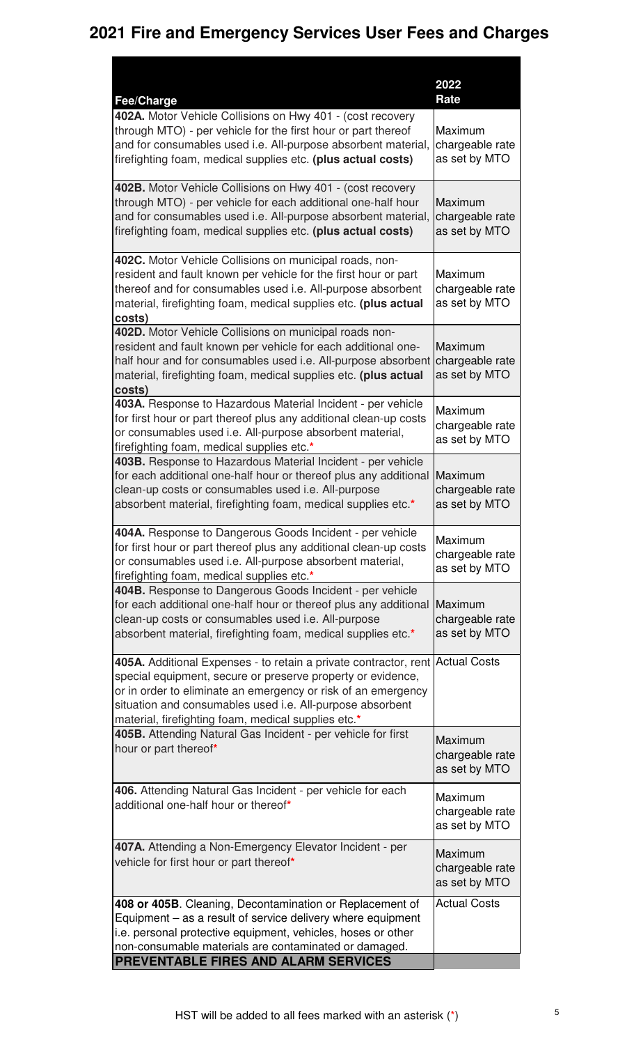# 2021 Fire and Emergency Services User Fees and Charges

| Fee/Charge | 2022 Rate |
|---|---|
| **402A.** Motor Vehicle Collisions on Hwy 401 - (cost recovery through MTO) - per vehicle for the first hour or part thereof and for consumables used i.e. All-purpose absorbent material, firefighting foam, medical supplies etc. **(plus actual costs)** | Maximum chargeable rate as set by MTO |
| **402B.** Motor Vehicle Collisions on Hwy 401 - (cost recovery through MTO) - per vehicle for each additional one-half hour and for consumables used i.e. All-purpose absorbent material, firefighting foam, medical supplies etc. **(plus actual costs)** | Maximum chargeable rate as set by MTO |
| **402C.** Motor Vehicle Collisions on municipal roads, non-resident and fault known per vehicle for the first hour or part thereof and for consumables used i.e. All-purpose absorbent material, firefighting foam, medical supplies etc. **(plus actual costs)** | Maximum chargeable rate as set by MTO |
| **402D.** Motor Vehicle Collisions on municipal roads non-resident and fault known per vehicle for each additional one-half hour and for consumables used i.e. All-purpose absorbent material, firefighting foam, medical supplies etc. **(plus actual costs)** | Maximum chargeable rate as set by MTO |
| **403A.** Response to Hazardous Material Incident - per vehicle for first hour or part thereof plus any additional clean-up costs or consumables used i.e. All-purpose absorbent material, firefighting foam, medical supplies etc.* | Maximum chargeable rate as set by MTO |
| **403B.** Response to Hazardous Material Incident - per vehicle for each additional one-half hour or thereof plus any additional clean-up costs or consumables used i.e. All-purpose absorbent material, firefighting foam, medical supplies etc.* | Maximum chargeable rate as set by MTO |
| **404A.** Response to Dangerous Goods Incident - per vehicle for first hour or part thereof plus any additional clean-up costs or consumables used i.e. All-purpose absorbent material, firefighting foam, medical supplies etc.* | Maximum chargeable rate as set by MTO |
| **404B.** Response to Dangerous Goods Incident - per vehicle for each additional one-half hour or thereof plus any additional clean-up costs or consumables used i.e. All-purpose absorbent material, firefighting foam, medical supplies etc.* | Maximum chargeable rate as set by MTO |
| **405A.** Additional Expenses - to retain a private contractor, rent special equipment, secure or preserve property or evidence, or in order to eliminate an emergency or risk of an emergency situation and consumables used i.e. All-purpose absorbent material, firefighting foam, medical supplies etc.* | Actual Costs |
| **405B.** Attending Natural Gas Incident - per vehicle for first hour or part thereof* | Maximum chargeable rate as set by MTO |
| **406.** Attending Natural Gas Incident - per vehicle for each additional one-half hour or thereof* | Maximum chargeable rate as set by MTO |
| **407A.** Attending a Non-Emergency Elevator Incident - per vehicle for first hour or part thereof* | Maximum chargeable rate as set by MTO |
| **408 or 405B**. Cleaning, Decontamination or Replacement of Equipment – as a result of service delivery where equipment i.e. personal protective equipment, vehicles, hoses or other non-consumable materials are contaminated or damaged. | Actual Costs |
| **PREVENTABLE FIRES AND ALARM SERVICES** | |

HST will be added to all fees marked with an asterisk (*)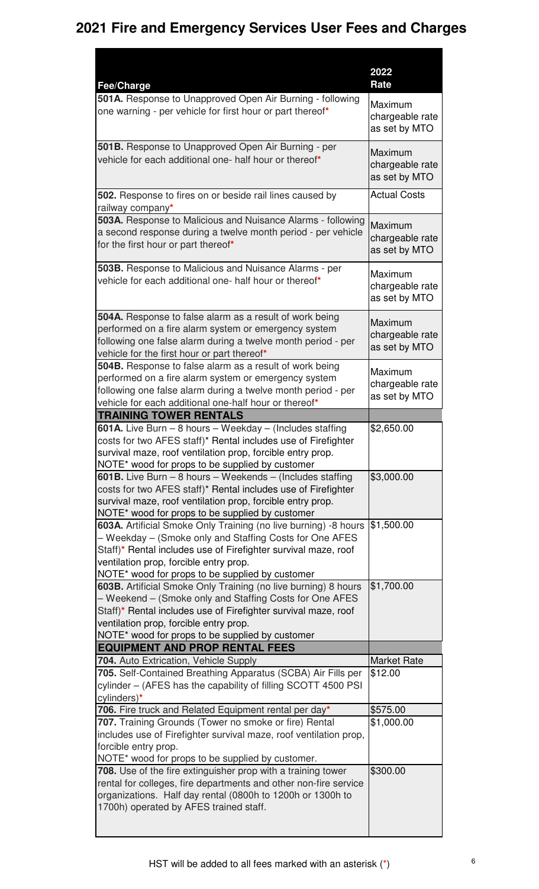# 2021 Fire and Emergency Services User Fees and Charges

| Fee/Charge | 2022 Rate |
|---|---|
| **501A.** Response to Unapproved Open Air Burning - following one warning - per vehicle for first hour or part thereof* | Maximum chargeable rate as set by MTO |
| **501B.** Response to Unapproved Open Air Burning - per vehicle for each additional one- half hour or thereof* | Maximum chargeable rate as set by MTO |
| **502.** Response to fires on or beside rail lines caused by railway company* | Actual Costs |
| **503A.** Response to Malicious and Nuisance Alarms - following a second response during a twelve month period - per vehicle for the first hour or part thereof* | Maximum chargeable rate as set by MTO |
| **503B.** Response to Malicious and Nuisance Alarms - per vehicle for each additional one- half hour or thereof* | Maximum chargeable rate as set by MTO |
| **504A.** Response to false alarm as a result of work being performed on a fire alarm system or emergency system following one false alarm during a twelve month period - per vehicle for the first hour or part thereof* | Maximum chargeable rate as set by MTO |
| **504B.** Response to false alarm as a result of work being performed on a fire alarm system or emergency system following one false alarm during a twelve month period - per vehicle for each additional one-half hour or thereof* | Maximum chargeable rate as set by MTO |
| **TRAINING TOWER RENTALS** | |
| **601A.** Live Burn – 8 hours – Weekday – (Includes staffing costs for two AFES staff)* Rental includes use of Firefighter survival maze, roof ventilation prop, forcible entry prop. NOTE* wood for props to be supplied by customer | $2,650.00 |
| **601B.** Live Burn – 8 hours – Weekends – (Includes staffing costs for two AFES staff)* Rental includes use of Firefighter survival maze, roof ventilation prop, forcible entry prop. NOTE* wood for props to be supplied by customer | $3,000.00 |
| **603A.** Artificial Smoke Only Training (no live burning) -8 hours – Weekday – (Smoke only and Staffing Costs for One AFES Staff)* Rental includes use of Firefighter survival maze, roof ventilation prop, forcible entry prop. NOTE* wood for props to be supplied by customer | $1,500.00 |
| **603B.** Artificial Smoke Only Training (no live burning) 8 hours – Weekend – (Smoke only and Staffing Costs for One AFES Staff)* Rental includes use of Firefighter survival maze, roof ventilation prop, forcible entry prop. NOTE* wood for props to be supplied by customer | $1,700.00 |
| **EQUIPMENT AND PROP RENTAL FEES** | |
| **704.** Auto Extrication, Vehicle Supply | Market Rate |
| **705.** Self-Contained Breathing Apparatus (SCBA) Air Fills per cylinder – (AFES has the capability of filling SCOTT 4500 PSI cylinders)* | $12.00 |
| **706.** Fire truck and Related Equipment rental per day* | $575.00 |
| **707.** Training Grounds (Tower no smoke or fire) Rental includes use of Firefighter survival maze, roof ventilation prop, forcible entry prop. NOTE* wood for props to be supplied by customer. | $1,000.00 |
| **708.** Use of the fire extinguisher prop with a training tower rental for colleges, fire departments and other non-fire service organizations. Half day rental (0800h to 1200h or 1300h to 1700h) operated by AFES trained staff. | $300.00 |

HST will be added to all fees marked with an asterisk (*)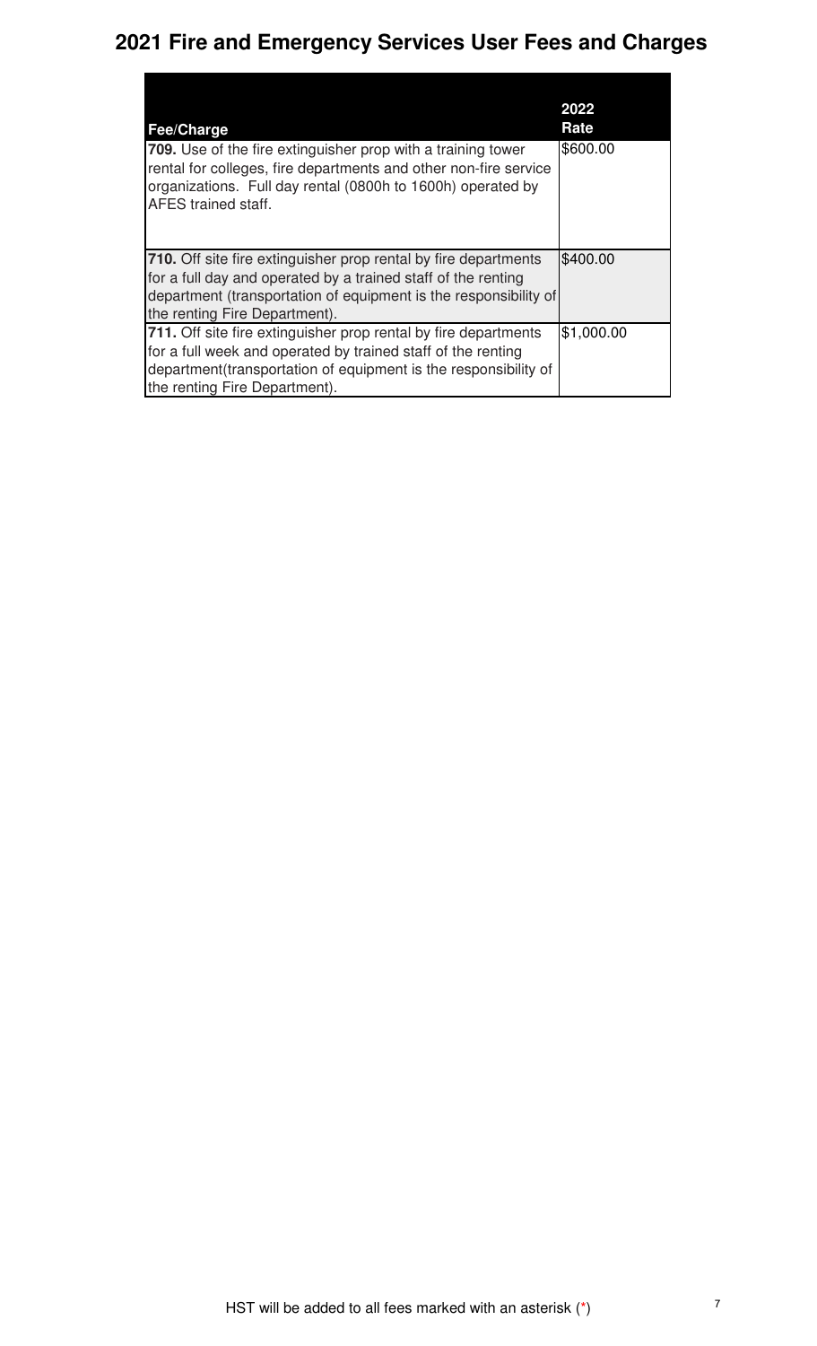# 2021 Fire and Emergency Services User Fees and Charges

| Fee/Charge | 2022 Rate |
| --- | --- |
| **709.** Use of the fire extinguisher prop with a training tower rental for colleges, fire departments and other non-fire service organizations. Full day rental (0800h to 1600h) operated by AFES trained staff. | $600.00 |
| **710.** Off site fire extinguisher prop rental by fire departments for a full day and operated by a trained staff of the renting department (transportation of equipment is the responsibility of the renting Fire Department). | $400.00 |
| **711.** Off site fire extinguisher prop rental by fire departments for a full week and operated by trained staff of the renting department(transportation of equipment is the responsibility of the renting Fire Department). | $1,000.00 |

HST will be added to all fees marked with an asterisk (*)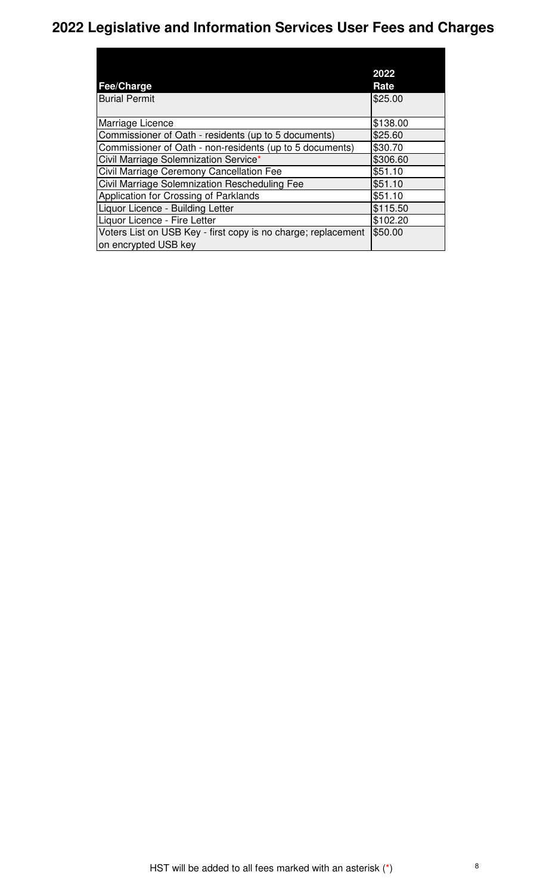# 2022 Legislative and Information Services User Fees and Charges

| Fee/Charge | 2022 Rate |
|---|---|
| Burial Permit | $25.00 |
| Marriage Licence | $138.00 |
| Commissioner of Oath - residents (up to 5 documents) | $25.60 |
| Commissioner of Oath - non-residents (up to 5 documents) | $30.70 |
| Civil Marriage Solemnization Service* | $306.60 |
| Civil Marriage Ceremony Cancellation Fee | $51.10 |
| Civil Marriage Solemnization Rescheduling Fee | $51.10 |
| Application for Crossing of Parklands | $51.10 |
| Liquor Licence - Building Letter | $115.50 |
| Liquor Licence - Fire Letter | $102.20 |
| Voters List on USB Key - first copy is no charge; replacement on encrypted USB key | $50.00 |

HST will be added to all fees marked with an asterisk (*)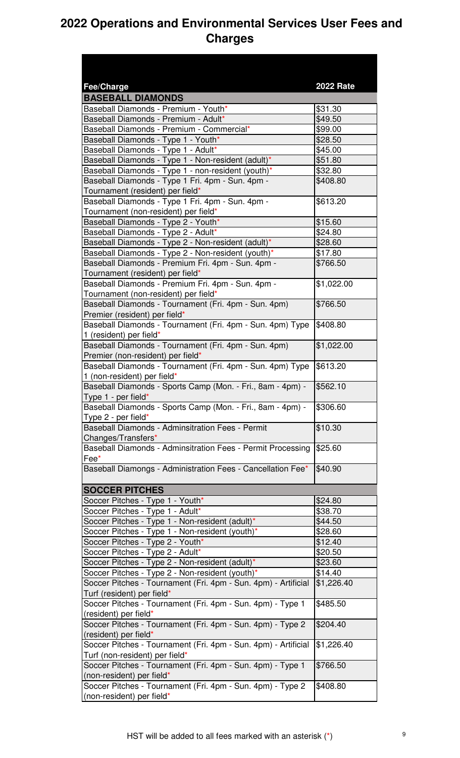# 2022 Operations and Environmental Services User Fees and Charges

| Fee/Charge | 2022 Rate |
|---|---|
| **BASEBALL DIAMONDS** | |
| Baseball Diamonds - Premium - Youth* | $31.30 |
| Baseball Diamonds - Premium - Adult* | $49.50 |
| Baseball Diamonds - Premium - Commercial* | $99.00 |
| Baseball Diamonds - Type 1 - Youth* | $28.50 |
| Baseball Diamonds - Type 1 - Adult* | $45.00 |
| Baseball Diamonds - Type 1 - Non-resident (adult)* | $51.80 |
| Baseball Diamonds - Type 1 - non-resident (youth)* | $32.80 |
| Baseball Diamonds - Type 1 Fri. 4pm - Sun. 4pm - Tournament (resident) per field* | $408.80 |
| Baseball Diamonds - Type 1 Fri. 4pm - Sun. 4pm - Tournament (non-resident) per field* | $613.20 |
| Baseball Diamonds - Type 2 - Youth* | $15.60 |
| Baseball Diamonds - Type 2 - Adult* | $24.80 |
| Baseball Diamonds - Type 2 - Non-resident (adult)* | $28.60 |
| Baseball Diamonds - Type 2 - Non-resident (youth)* | $17.80 |
| Baseball Diamonds - Premium Fri. 4pm - Sun. 4pm - Tournament (resident) per field* | $766.50 |
| Baseball Diamonds - Premium Fri. 4pm - Sun. 4pm - Tournament (non-resident) per field* | $1,022.00 |
| Baseball Diamonds - Tournament (Fri. 4pm - Sun. 4pm) Premier (resident) per field* | $766.50 |
| Baseball Diamonds - Tournament (Fri. 4pm - Sun. 4pm) Type 1 (resident) per field* | $408.80 |
| Baseball Diamonds - Tournament (Fri. 4pm - Sun. 4pm) Premier (non-resident) per field* | $1,022.00 |
| Baseball Diamonds - Tournament (Fri. 4pm - Sun. 4pm) Type 1 (non-resident) per field* | $613.20 |
| Baseball Diamonds - Sports Camp (Mon. - Fri., 8am - 4pm) - Type 1 - per field* | $562.10 |
| Baseball Diamonds - Sports Camp (Mon. - Fri., 8am - 4pm) - Type 2 - per field* | $306.60 |
| Baseball Diamonds - Adminsitration Fees - Permit Changes/Transfers* | $10.30 |
| Baseball Diamonds - Adminsitration Fees - Permit Processing Fee* | $25.60 |
| Baseball Diamongs - Administration Fees - Cancellation Fee* | $40.90 |
| **SOCCER PITCHES** | |
| Soccer Pitches - Type 1 - Youth* | $24.80 |
| Soccer Pitches - Type 1 - Adult* | $38.70 |
| Soccer Pitches - Type 1 - Non-resident (adult)* | $44.50 |
| Soccer Pitches - Type 1 - Non-resident (youth)* | $28.60 |
| Soccer Pitches - Type 2 - Youth* | $12.40 |
| Soccer Pitches - Type 2 - Adult* | $20.50 |
| Soccer Pitches - Type 2 - Non-resident (adult)* | $23.60 |
| Soccer Pitches - Type 2 - Non-resident (youth)* | $14.40 |
| Soccer Pitches - Tournament (Fri. 4pm - Sun. 4pm) - Artificial Turf (resident) per field* | $1,226.40 |
| Soccer Pitches - Tournament (Fri. 4pm - Sun. 4pm) - Type 1 (resident) per field* | $485.50 |
| Soccer Pitches - Tournament (Fri. 4pm - Sun. 4pm) - Type 2 (resident) per field* | $204.40 |
| Soccer Pitches - Tournament (Fri. 4pm - Sun. 4pm) - Artificial Turf (non-resident) per field* | $1,226.40 |
| Soccer Pitches - Tournament (Fri. 4pm - Sun. 4pm) - Type 1 (non-resident) per field* | $766.50 |
| Soccer Pitches - Tournament (Fri. 4pm - Sun. 4pm) - Type 2 (non-resident) per field* | $408.80 |

HST will be added to all fees marked with an asterisk (*)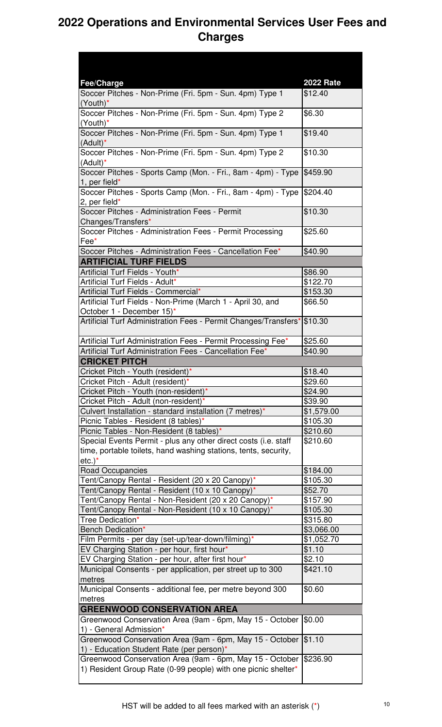# 2022 Operations and Environmental Services User Fees and Charges

| Fee/Charge | 2022 Rate |
|---|---|
| Soccer Pitches - Non-Prime (Fri. 5pm - Sun. 4pm) Type 1 (Youth)* | $12.40 |
| Soccer Pitches - Non-Prime (Fri. 5pm - Sun. 4pm) Type 2 (Youth)* | $6.30 |
| Soccer Pitches - Non-Prime (Fri. 5pm - Sun. 4pm) Type 1 (Adult)* | $19.40 |
| Soccer Pitches - Non-Prime (Fri. 5pm - Sun. 4pm) Type 2 (Adult)* | $10.30 |
| Soccer Pitches - Sports Camp (Mon. - Fri., 8am - 4pm) - Type 1, per field* | $459.90 |
| Soccer Pitches - Sports Camp (Mon. - Fri., 8am - 4pm) - Type 2, per field* | $204.40 |
| Soccer Pitches - Administration Fees - Permit Changes/Transfers* | $10.30 |
| Soccer Pitches - Administration Fees - Permit Processing Fee* | $25.60 |
| Soccer Pitches - Administration Fees - Cancellation Fee* | $40.90 |
| **ARTIFICIAL TURF FIELDS** | |
| Artificial Turf Fields - Youth* | $86.90 |
| Artificial Turf Fields - Adult* | $122.70 |
| Artificial Turf Fields - Commercial* | $153.30 |
| Artificial Turf Fields - Non-Prime (March 1 - April 30, and October 1 - December 15)* | $66.50 |
| Artificial Turf Administration Fees - Permit Changes/Transfers* | $10.30 |
| Artificial Turf Administration Fees - Permit Processing Fee* | $25.60 |
| Artificial Turf Administration Fees - Cancellation Fee* | $40.90 |
| **CRICKET PITCH** | |
| Cricket Pitch - Youth (resident)* | $18.40 |
| Cricket Pitch - Adult (resident)* | $29.60 |
| Cricket Pitch - Youth (non-resident)* | $24.90 |
| Cricket Pitch - Adult (non-resident)* | $39.90 |
| Culvert Installation - standard installation (7 metres)* | $1,579.00 |
| Picnic Tables - Resident (8 tables)* | $105.30 |
| Picnic Tables - Non-Resident (8 tables)* | $210.60 |
| Special Events Permit - plus any other direct costs (i.e. staff time, portable toilets, hand washing stations, tents, security, etc.)* | $210.60 |
| Road Occupancies | $184.00 |
| Tent/Canopy Rental - Resident (20 x 20 Canopy)* | $105.30 |
| Tent/Canopy Rental - Resident (10 x 10 Canopy)* | $52.70 |
| Tent/Canopy Rental - Non-Resident (20 x 20 Canopy)* | $157.90 |
| Tent/Canopy Rental - Non-Resident (10 x 10 Canopy)* | $105.30 |
| Tree Dedication* | $315.80 |
| Bench Dedication* | $3,066.00 |
| Film Permits - per day (set-up/tear-down/filming)* | $1,052.70 |
| EV Charging Station - per hour, first hour* | $1.10 |
| EV Charging Station - per hour, after first hour* | $2.10 |
| Municipal Consents - per application, per street up to 300 metres | $421.10 |
| Municipal Consents - additional fee, per metre beyond 300 metres | $0.60 |
| **GREENWOOD CONSERVATION AREA** | |
| Greenwood Conservation Area (9am - 6pm, May 15 - October 1) - General Admission* | $0.00 |
| Greenwood Conservation Area (9am - 6pm, May 15 - October 1) - Education Student Rate (per person)* | $1.10 |
| Greenwood Conservation Area (9am - 6pm, May 15 - October 1) Resident Group Rate (0-99 people) with one picnic shelter* | $236.90 |

HST will be added to all fees marked with an asterisk (*)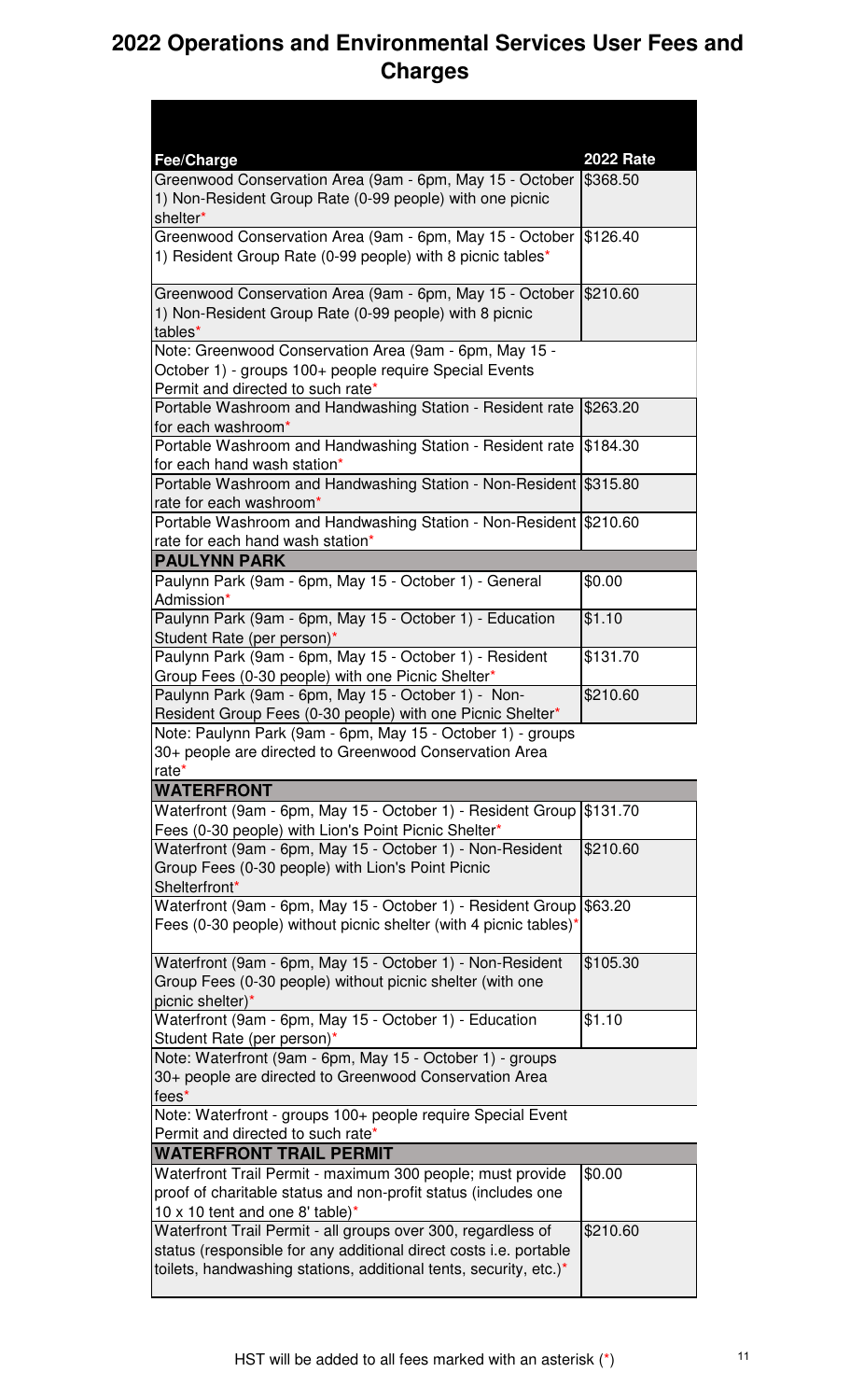# 2022 Operations and Environmental Services User Fees and Charges

| Fee/Charge | 2022 Rate |
|---|---|
| Greenwood Conservation Area (9am - 6pm, May 15 - October 1) Non-Resident Group Rate (0-99 people) with one picnic shelter* | $368.50 |
| Greenwood Conservation Area (9am - 6pm, May 15 - October 1) Resident Group Rate (0-99 people) with 8 picnic tables* | $126.40 |
| Greenwood Conservation Area (9am - 6pm, May 15 - October 1) Non-Resident Group Rate (0-99 people) with 8 picnic tables* | $210.60 |
| Note: Greenwood Conservation Area (9am - 6pm, May 15 - October 1) - groups 100+ people require Special Events Permit and directed to such rate* | |
| Portable Washroom and Handwashing Station - Resident rate for each washroom* | $263.20 |
| Portable Washroom and Handwashing Station - Resident rate for each hand wash station* | $184.30 |
| Portable Washroom and Handwashing Station - Non-Resident rate for each washroom* | $315.80 |
| Portable Washroom and Handwashing Station - Non-Resident rate for each hand wash station* | $210.60 |
| **PAULYNN PARK** | |
| Paulynn Park (9am - 6pm, May 15 - October 1) - General Admission* | $0.00 |
| Paulynn Park (9am - 6pm, May 15 - October 1) - Education Student Rate (per person)* | $1.10 |
| Paulynn Park (9am - 6pm, May 15 - October 1) - Resident Group Fees (0-30 people) with one Picnic Shelter* | $131.70 |
| Paulynn Park (9am - 6pm, May 15 - October 1) - Non-Resident Group Fees (0-30 people) with one Picnic Shelter* | $210.60 |
| Note: Paulynn Park (9am - 6pm, May 15 - October 1) - groups 30+ people are directed to Greenwood Conservation Area rate* | |
| **WATERFRONT** | |
| Waterfront (9am - 6pm, May 15 - October 1) - Resident Group Fees (0-30 people) with Lion's Point Picnic Shelter* | $131.70 |
| Waterfront (9am - 6pm, May 15 - October 1) - Non-Resident Group Fees (0-30 people) with Lion's Point Picnic Shelterfront* | $210.60 |
| Waterfront (9am - 6pm, May 15 - October 1) - Resident Group Fees (0-30 people) without picnic shelter (with 4 picnic tables)* | $63.20 |
| Waterfront (9am - 6pm, May 15 - October 1) - Non-Resident Group Fees (0-30 people) without picnic shelter (with one picnic shelter)* | $105.30 |
| Waterfront (9am - 6pm, May 15 - October 1) - Education Student Rate (per person)* | $1.10 |
| Note: Waterfront (9am - 6pm, May 15 - October 1) - groups 30+ people are directed to Greenwood Conservation Area fees* | |
| Note: Waterfront - groups 100+ people require Special Event Permit and directed to such rate* | |
| **WATERFRONT TRAIL PERMIT** | |
| Waterfront Trail Permit - maximum 300 people; must provide proof of charitable status and non-profit status (includes one 10 x 10 tent and one 8' table)* | $0.00 |
| Waterfront Trail Permit - all groups over 300, regardless of status (responsible for any additional direct costs i.e. portable toilets, handwashing stations, additional tents, security, etc.)* | $210.60 |

HST will be added to all fees marked with an asterisk (*)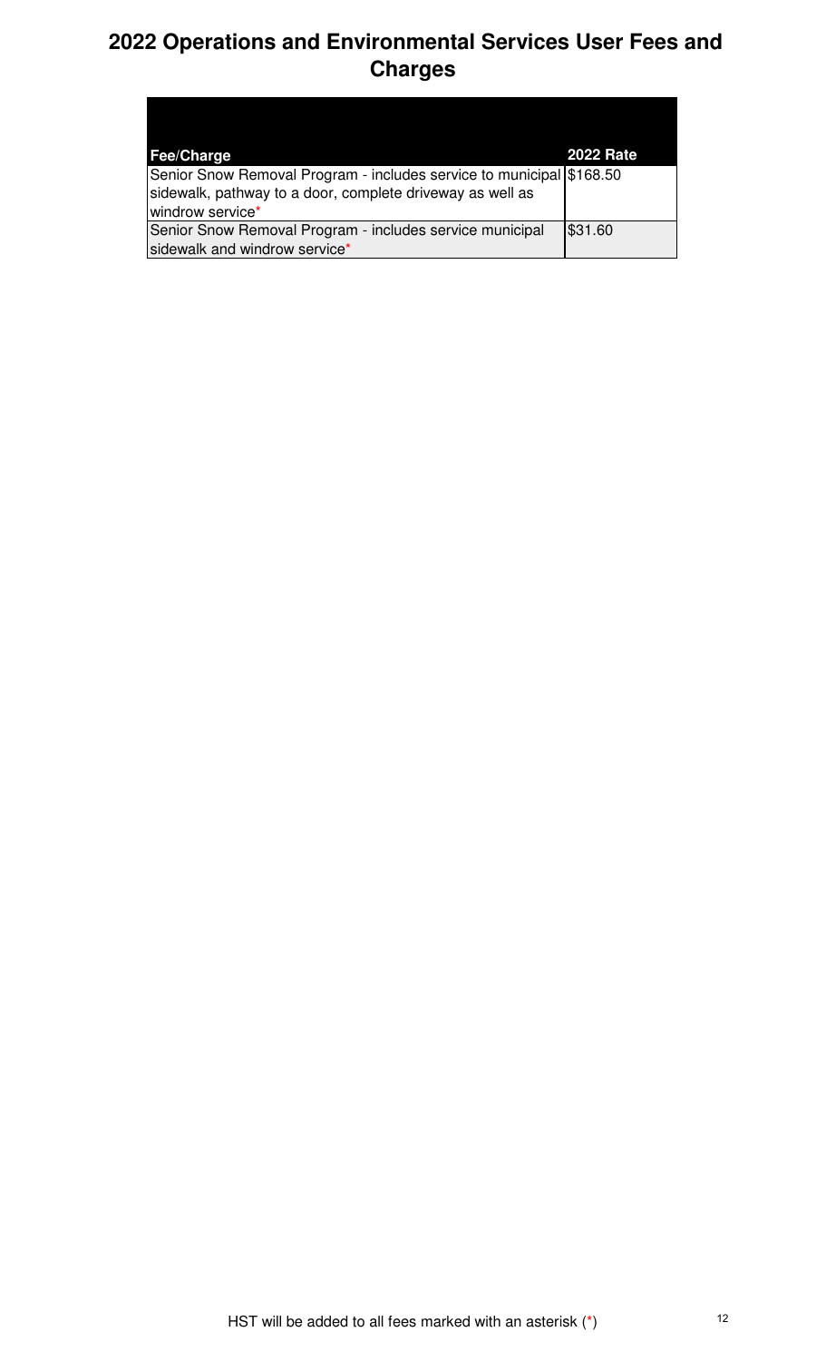# 2022 Operations and Environmental Services User Fees and Charges

| Fee/Charge | 2022 Rate |
| --- | --- |
| Senior Snow Removal Program - includes service to municipal sidewalk, pathway to a door, complete driveway as well as windrow service* | $168.50 |
| Senior Snow Removal Program - includes service municipal sidewalk and windrow service* | $31.60 |

HST will be added to all fees marked with an asterisk (*)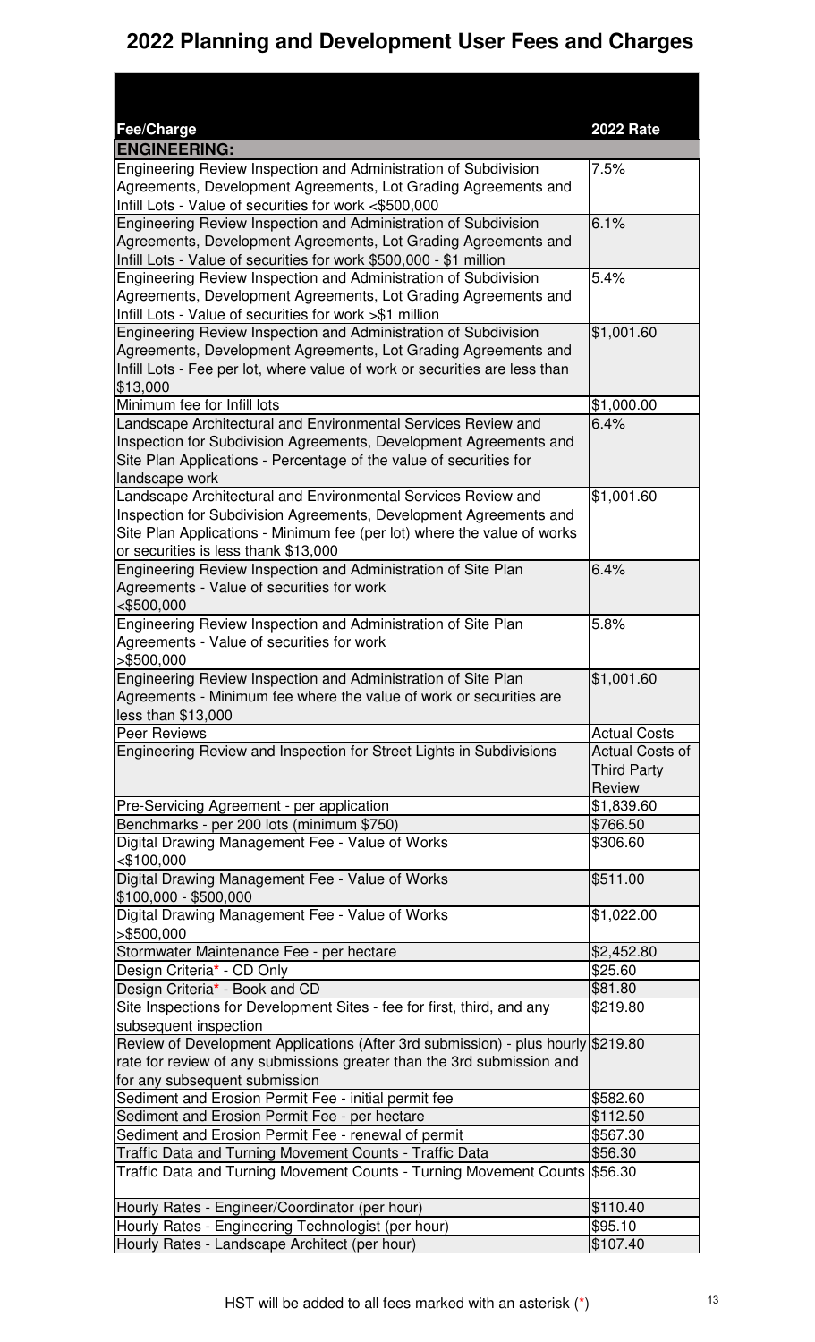# 2022 Planning and Development User Fees and Charges

| Fee/Charge | 2022 Rate |
| --- | --- |
| **ENGINEERING:** | |
| Engineering Review Inspection and Administration of Subdivision Agreements, Development Agreements, Lot Grading Agreements and Infill Lots - Value of securities for work <$500,000 | 7.5% |
| Engineering Review Inspection and Administration of Subdivision Agreements, Development Agreements, Lot Grading Agreements and Infill Lots - Value of securities for work $500,000 - $1 million | 6.1% |
| Engineering Review Inspection and Administration of Subdivision Agreements, Development Agreements, Lot Grading Agreements and Infill Lots - Value of securities for work >$1 million | 5.4% |
| Engineering Review Inspection and Administration of Subdivision Agreements, Development Agreements, Lot Grading Agreements and Infill Lots - Fee per lot, where value of work or securities are less than $13,000 | $1,001.60 |
| Minimum fee for Infill lots | $1,000.00 |
| Landscape Architectural and Environmental Services Review and Inspection for Subdivision Agreements, Development Agreements and Site Plan Applications - Percentage of the value of securities for landscape work | 6.4% |
| Landscape Architectural and Environmental Services Review and Inspection for Subdivision Agreements, Development Agreements and Site Plan Applications - Minimum fee (per lot) where the value of works or securities is less thank $13,000 | $1,001.60 |
| Engineering Review Inspection and Administration of Site Plan Agreements - Value of securities for work <$500,000 | 6.4% |
| Engineering Review Inspection and Administration of Site Plan Agreements - Value of securities for work >$500,000 | 5.8% |
| Engineering Review Inspection and Administration of Site Plan Agreements - Minimum fee where the value of work or securities are less than $13,000 | $1,001.60 |
| Peer Reviews | Actual Costs |
| Engineering Review and Inspection for Street Lights in Subdivisions | Actual Costs of Third Party Review |
| Pre-Servicing Agreement - per application | $1,839.60 |
| Benchmarks - per 200 lots (minimum $750) | $766.50 |
| Digital Drawing Management Fee - Value of Works <$100,000 | $306.60 |
| Digital Drawing Management Fee - Value of Works $100,000 - $500,000 | $511.00 |
| Digital Drawing Management Fee - Value of Works >$500,000 | $1,022.00 |
| Stormwater Maintenance Fee - per hectare | $2,452.80 |
| Design Criteria* - CD Only | $25.60 |
| Design Criteria* - Book and CD | $81.80 |
| Site Inspections for Development Sites - fee for first, third, and any subsequent inspection | $219.80 |
| Review of Development Applications (After 3rd submission) - plus hourly rate for review of any submissions greater than the 3rd submission and for any subsequent submission | $219.80 |
| Sediment and Erosion Permit Fee - initial permit fee | $582.60 |
| Sediment and Erosion Permit Fee - per hectare | $112.50 |
| Sediment and Erosion Permit Fee - renewal of permit | $567.30 |
| Traffic Data and Turning Movement Counts - Traffic Data | $56.30 |
| Traffic Data and Turning Movement Counts - Turning Movement Counts | $56.30 |
| Hourly Rates - Engineer/Coordinator (per hour) | $110.40 |
| Hourly Rates - Engineering Technologist (per hour) | $95.10 |
| Hourly Rates - Landscape Architect (per hour) | $107.40 |

HST will be added to all fees marked with an asterisk (*)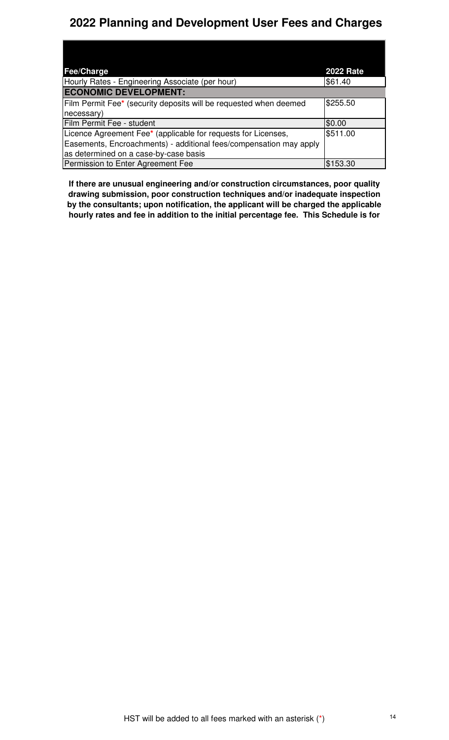# 2022 Planning and Development User Fees and Charges

| Fee/Charge | 2022 Rate |
| --- | --- |
| Hourly Rates - Engineering Associate (per hour) | $61.40 |
| **ECONOMIC DEVELOPMENT:** | |
| Film Permit Fee* (security deposits will be requested when deemed necessary) | $255.50 |
| Film Permit Fee - student | $0.00 |
| Licence Agreement Fee* (applicable for requests for Licenses, Easements, Encroachments) - additional fees/compensation may apply as determined on a case-by-case basis | $511.00 |
| Permission to Enter Agreement Fee | $153.30 |

**If there are unusual engineering and/or construction circumstances, poor quality drawing submission, poor construction techniques and/or inadequate inspection by the consultants; upon notification, the applicant will be charged the applicable hourly rates and fee in addition to the initial percentage fee. This Schedule is for**

HST will be added to all fees marked with an asterisk (*)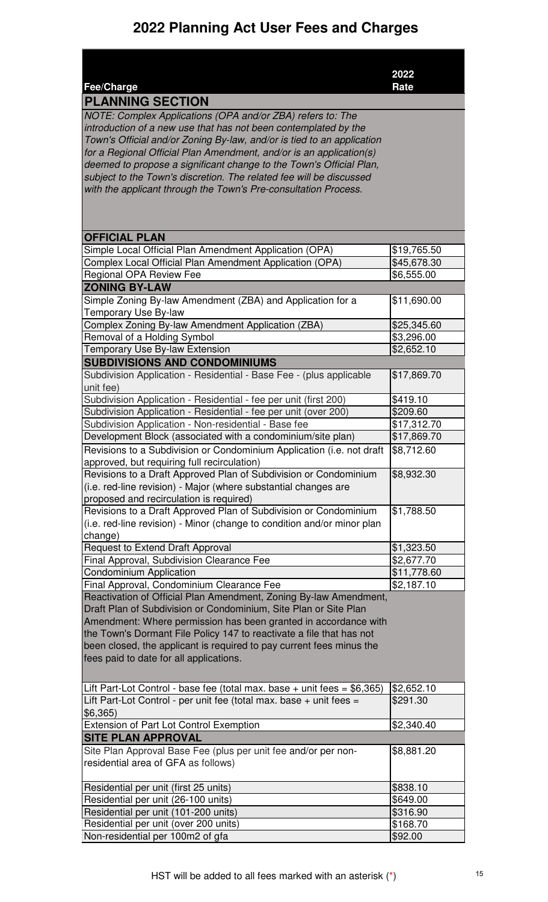# 2022 Planning Act User Fees and Charges

| Fee/Charge | 2022 Rate |
|---|---|
| **PLANNING SECTION** | |
| *NOTE: Complex Applications (OPA and/or ZBA) refers to: The introduction of a new use that has not been contemplated by the Town's Official and/or Zoning By-law, and/or is tied to an application for a Regional Official Plan Amendment, and/or is an application(s) deemed to propose a significant change to the Town's Official Plan, subject to the Town's discretion. The related fee will be discussed with the applicant through the Town's Pre-consultation Process.* | |
| **OFFICIAL PLAN** | |
| Simple Local Official Plan Amendment Application (OPA) | $19,765.50 |
| Complex Local Official Plan Amendment Application (OPA) | $45,678.30 |
| Regional OPA Review Fee | $6,555.00 |
| **ZONING BY-LAW** | |
| Simple Zoning By-law Amendment (ZBA) and Application for a Temporary Use By-law | $11,690.00 |
| Complex Zoning By-law Amendment Application (ZBA) | $25,345.60 |
| Removal of a Holding Symbol | $3,296.00 |
| Temporary Use By-law Extension | $2,652.10 |
| **SUBDIVISIONS AND CONDOMINIUMS** | |
| Subdivision Application - Residential - Base Fee - (plus applicable unit fee) | $17,869.70 |
| Subdivision Application - Residential - fee per unit (first 200) | $419.10 |
| Subdivision Application - Residential - fee per unit (over 200) | $209.60 |
| Subdivision Application - Non-residential - Base fee | $17,312.70 |
| Development Block (associated with a condominium/site plan) | $17,869.70 |
| Revisions to a Subdivision or Condominium Application (i.e. not draft approved, but requiring full recirculation) | $8,712.60 |
| Revisions to a Draft Approved Plan of Subdivision or Condominium (i.e. red-line revision) - Major (where substantial changes are proposed and recirculation is required) | $8,932.30 |
| Revisions to a Draft Approved Plan of Subdivision or Condominium (i.e. red-line revision) - Minor (change to condition and/or minor plan change) | $1,788.50 |
| Request to Extend Draft Approval | $1,323.50 |
| Final Approval, Subdivision Clearance Fee | $2,677.70 |
| Condominium Application | $11,778.60 |
| Final Approval, Condominium Clearance Fee | $2,187.10 |
| Reactivation of Official Plan Amendment, Zoning By-law Amendment, Draft Plan of Subdivision or Condominium, Site Plan or Site Plan Amendment: Where permission has been granted in accordance with the Town's Dormant File Policy 147 to reactivate a file that has not been closed, the applicant is required to pay current fees minus the fees paid to date for all applications. | |
| Lift Part-Lot Control - base fee (total max. base + unit fees = $6,365) | $2,652.10 |
| Lift Part-Lot Control - per unit fee (total max. base + unit fees = $6,365) | $291.30 |
| Extension of Part Lot Control Exemption | $2,340.40 |
| **SITE PLAN APPROVAL** | |
| Site Plan Approval Base Fee (plus per unit fee and/or per non-residential area of GFA as follows) | $8,881.20 |
| Residential per unit (first 25 units) | $838.10 |
| Residential per unit (26-100 units) | $649.00 |
| Residential per unit (101-200 units) | $316.90 |
| Residential per unit (over 200 units) | $168.70 |
| Non-residential per 100m2 of gfa | $92.00 |

HST will be added to all fees marked with an asterisk (*)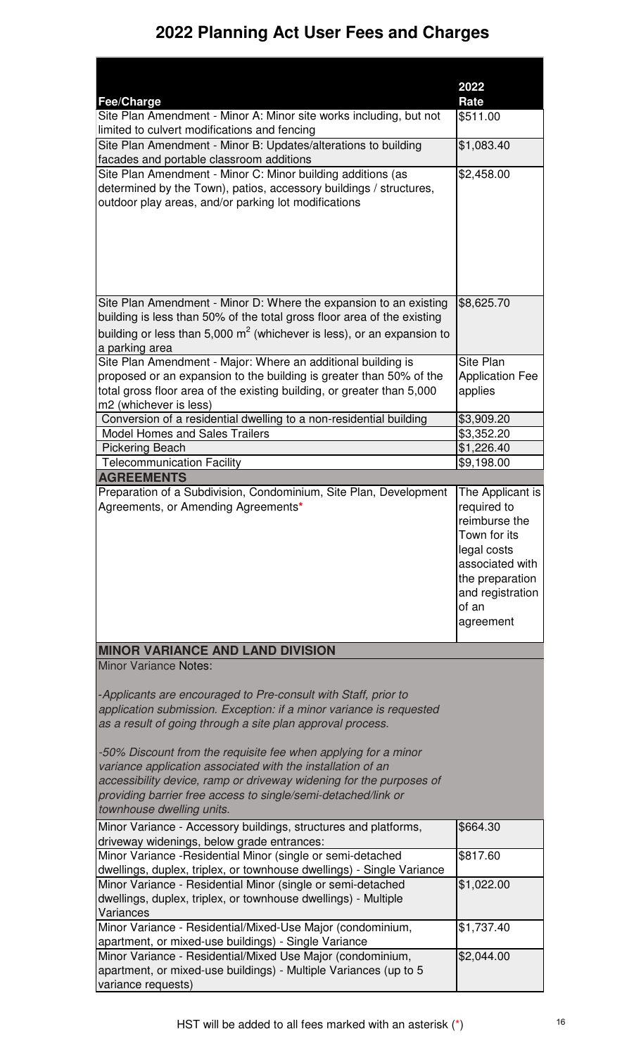# 2022 Planning Act User Fees and Charges

| Fee/Charge | 2022 Rate |
|---|---|
| Site Plan Amendment - Minor A: Minor site works including, but not limited to culvert modifications and fencing | $511.00 |
| Site Plan Amendment - Minor B: Updates/alterations to building facades and portable classroom additions | $1,083.40 |
| Site Plan Amendment - Minor C: Minor building additions (as determined by the Town), patios, accessory buildings / structures, outdoor play areas, and/or parking lot modifications | $2,458.00 |
| Site Plan Amendment - Minor D: Where the expansion to an existing building is less than 50% of the total gross floor area of the existing building or less than 5,000 $m^2$ (whichever is less), or an expansion to a parking area | $8,625.70 |
| Site Plan Amendment - Major: Where an additional building is proposed or an expansion to the building is greater than 50% of the total gross floor area of the existing building, or greater than 5,000 m2 (whichever is less) | Site Plan Application Fee applies |
| Conversion of a residential dwelling to a non-residential building | $3,909.20 |
| Model Homes and Sales Trailers | $3,352.20 |
| Pickering Beach | $1,226.40 |
| Telecommunication Facility | $9,198.00 |
| **AGREEMENTS** | |
| Preparation of a Subdivision, Condominium, Site Plan, Development Agreements, or Amending Agreements* | The Applicant is required to reimburse the Town for its legal costs associated with the preparation and registration of an agreement |
| **MINOR VARIANCE AND LAND DIVISION** | |
| Minor Variance Notes:<br><br>*-Applicants are encouraged to Pre-consult with Staff, prior to application submission. Exception: if a minor variance is requested as a result of going through a site plan approval process.*<br><br>*-50% Discount from the requisite fee when applying for a minor variance application associated with the installation of an accessibility device, ramp or driveway widening for the purposes of providing barrier free access to single/semi-detached/link or townhouse dwelling units.* | |
| Minor Variance - Accessory buildings, structures and platforms, driveway widenings, below grade entrances: | $664.30 |
| Minor Variance -Residential Minor (single or semi-detached dwellings, duplex, triplex, or townhouse dwellings) - Single Variance | $817.60 |
| Minor Variance - Residential Minor (single or semi-detached dwellings, duplex, triplex, or townhouse dwellings) - Multiple Variances | $1,022.00 |
| Minor Variance - Residential/Mixed-Use Major (condominium, apartment, or mixed-use buildings) - Single Variance | $1,737.40 |
| Minor Variance - Residential/Mixed Use Major (condominium, apartment, or mixed-use buildings) - Multiple Variances (up to 5 variance requests) | $2,044.00 |

HST will be added to all fees marked with an asterisk (*)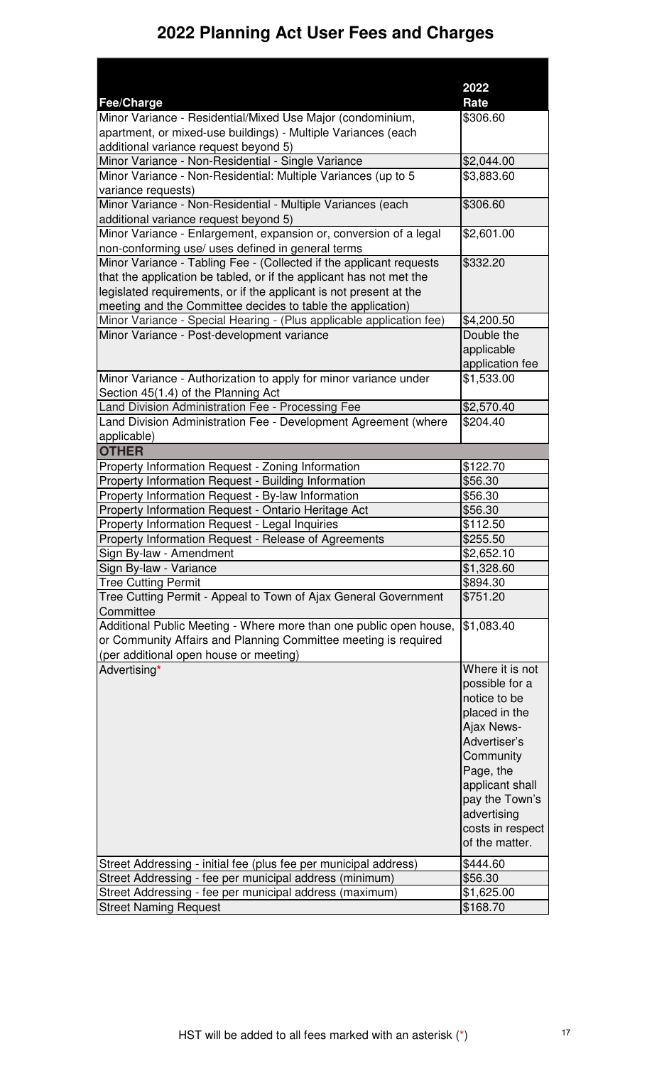# 2022 Planning Act User Fees and Charges

| Fee/Charge | 2022 Rate |
|---|---|
| Minor Variance - Residential/Mixed Use Major (condominium, apartment, or mixed-use buildings) - Multiple Variances (each additional variance request beyond 5) | $306.60 |
| Minor Variance - Non-Residential - Single Variance | $2,044.00 |
| Minor Variance - Non-Residential: Multiple Variances (up to 5 variance requests) | $3,883.60 |
| Minor Variance - Non-Residential - Multiple Variances (each additional variance request beyond 5) | $306.60 |
| Minor Variance - Enlargement, expansion or, conversion of a legal non-conforming use/ uses defined in general terms | $2,601.00 |
| Minor Variance - Tabling Fee - (Collected if the applicant requests that the application be tabled, or if the applicant has not met the legislated requirements, or if the applicant is not present at the meeting and the Committee decides to table the application) | $332.20 |
| Minor Variance - Special Hearing - (Plus applicable application fee) | $4,200.50 |
| Minor Variance - Post-development variance | Double the applicable application fee |
| Minor Variance - Authorization to apply for minor variance under Section 45(1.4) of the Planning Act | $1,533.00 |
| Land Division Administration Fee - Processing Fee | $2,570.40 |
| Land Division Administration Fee - Development Agreement (where applicable) | $204.40 |
| **OTHER** | |
| Property Information Request - Zoning Information | $122.70 |
| Property Information Request - Building Information | $56.30 |
| Property Information Request - By-law Information | $56.30 |
| Property Information Request - Ontario Heritage Act | $56.30 |
| Property Information Request - Legal Inquiries | $112.50 |
| Property Information Request - Release of Agreements | $255.50 |
| Sign By-law - Amendment | $2,652.10 |
| Sign By-law - Variance | $1,328.60 |
| Tree Cutting Permit | $894.30 |
| Tree Cutting Permit - Appeal to Town of Ajax General Government Committee | $751.20 |
| Additional Public Meeting - Where more than one public open house, or Community Affairs and Planning Committee meeting is required (per additional open house or meeting) | $1,083.40 |
| Advertising* | Where it is not possible for a notice to be placed in the Ajax News-Advertiser's Community Page, the applicant shall pay the Town's advertising costs in respect of the matter. |
| Street Addressing - initial fee (plus fee per municipal address) | $444.60 |
| Street Addressing - fee per municipal address (minimum) | $56.30 |
| Street Addressing - fee per municipal address (maximum) | $1,625.00 |
| Street Naming Request | $168.70 |

HST will be added to all fees marked with an asterisk (*)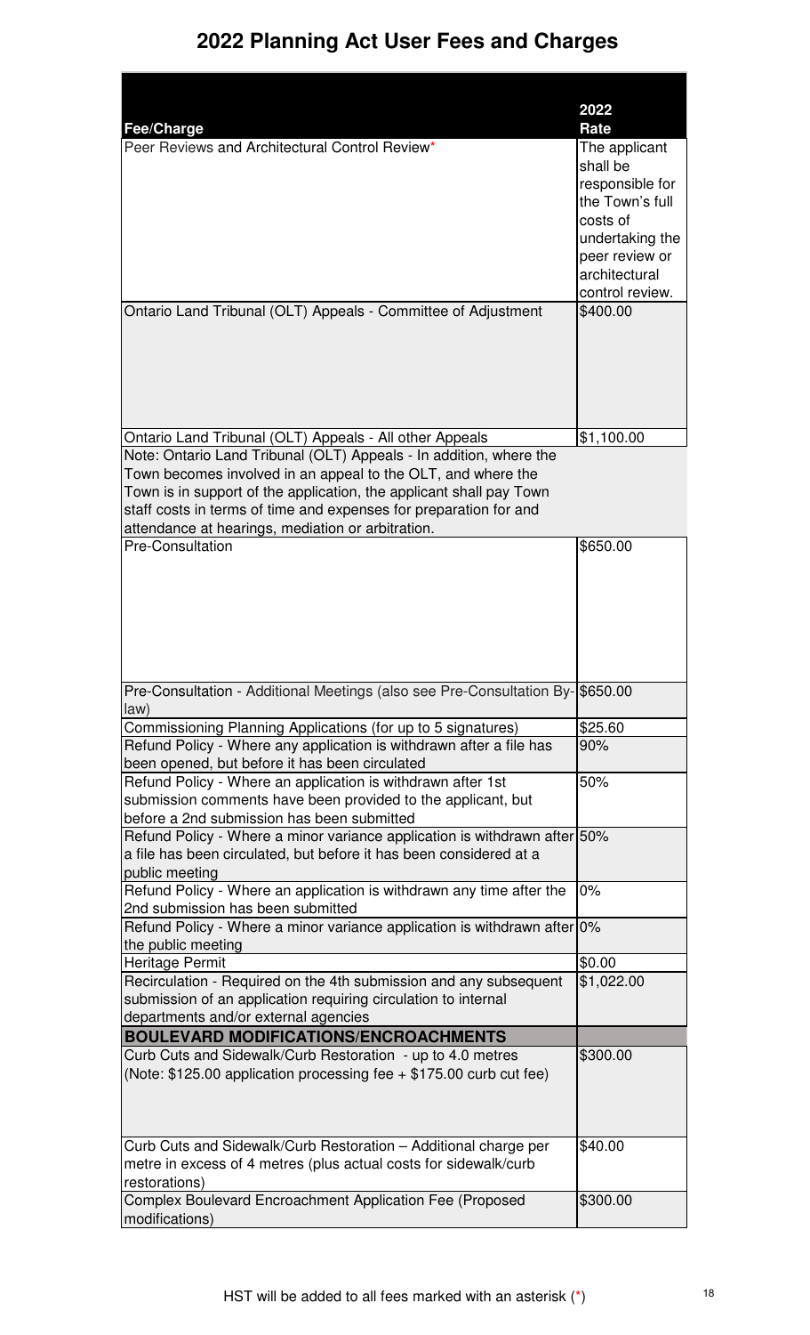# 2022 Planning Act User Fees and Charges

| Fee/Charge | 2022 Rate |
|---|---|
| Peer Reviews and Architectural Control Review* | The applicant shall be responsible for the Town's full costs of undertaking the peer review or architectural control review. |
| Ontario Land Tribunal (OLT) Appeals - Committee of Adjustment | $400.00 |
| Ontario Land Tribunal (OLT) Appeals - All other Appeals | $1,100.00 |
| Note: Ontario Land Tribunal (OLT) Appeals - In addition, where the Town becomes involved in an appeal to the OLT, and where the Town is in support of the application, the applicant shall pay Town staff costs in terms of time and expenses for preparation for and attendance at hearings, mediation or arbitration. | |
| Pre-Consultation | $650.00 |
| Pre-Consultation - Additional Meetings (also see Pre-Consultation By-law) | $650.00 |
| Commissioning Planning Applications (for up to 5 signatures) | $25.60 |
| Refund Policy - Where any application is withdrawn after a file has been opened, but before it has been circulated | 90% |
| Refund Policy - Where an application is withdrawn after 1st submission comments have been provided to the applicant, but before a 2nd submission has been submitted | 50% |
| Refund Policy - Where a minor variance application is withdrawn after a file has been circulated, but before it has been considered at a public meeting | 50% |
| Refund Policy - Where an application is withdrawn any time after the 2nd submission has been submitted | 0% |
| Refund Policy - Where a minor variance application is withdrawn after the public meeting | 0% |
| Heritage Permit | $0.00 |
| Recirculation - Required on the 4th submission and any subsequent submission of an application requiring circulation to internal departments and/or external agencies | $1,022.00 |
| **BOULEVARD MODIFICATIONS/ENCROACHMENTS** | |
| Curb Cuts and Sidewalk/Curb Restoration - up to 4.0 metres (Note: $125.00 application processing fee + $175.00 curb cut fee) | $300.00 |
| Curb Cuts and Sidewalk/Curb Restoration – Additional charge per metre in excess of 4 metres (plus actual costs for sidewalk/curb restorations) | $40.00 |
| Complex Boulevard Encroachment Application Fee (Proposed modifications) | $300.00 |

HST will be added to all fees marked with an asterisk (*)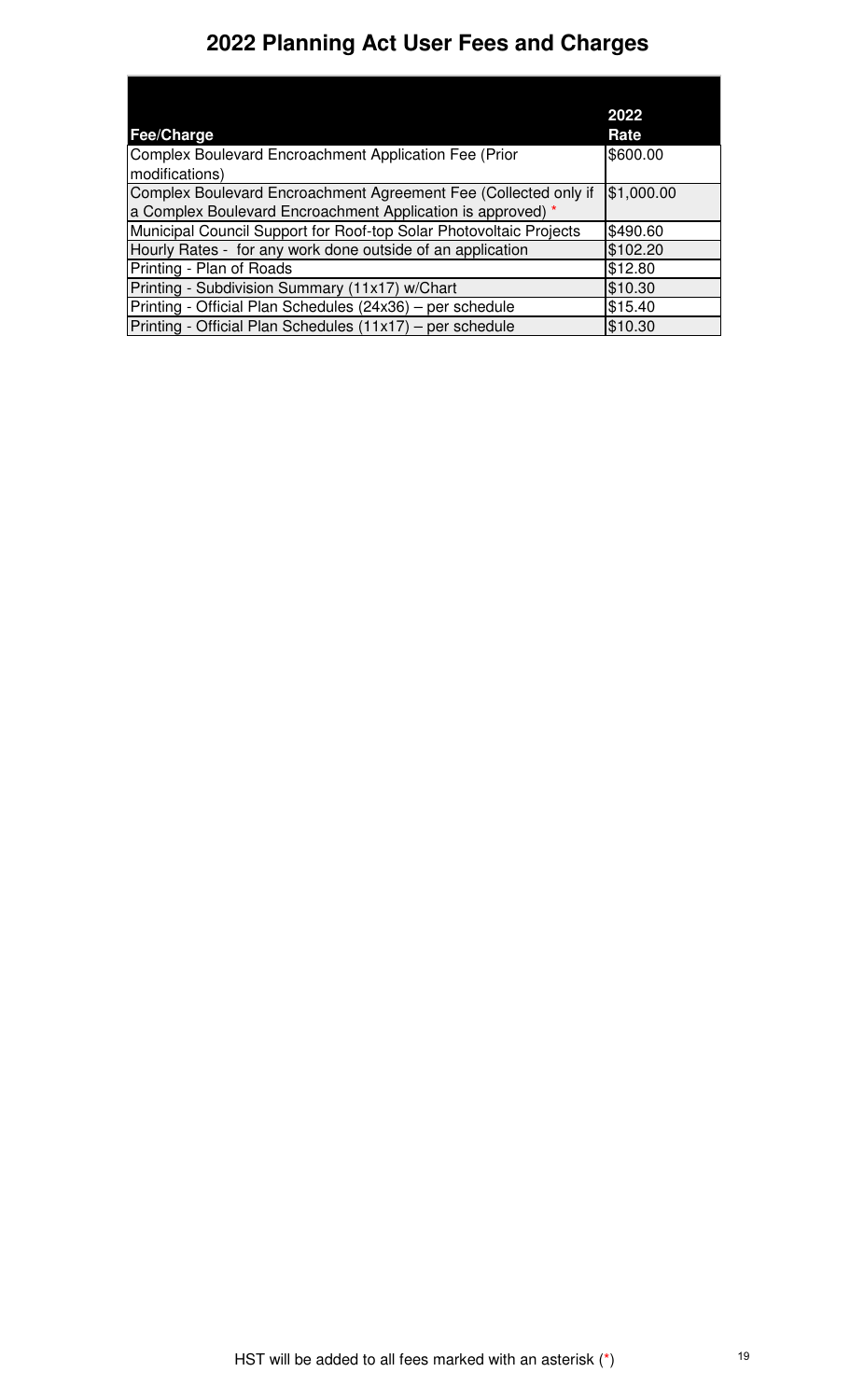# 2022 Planning Act User Fees and Charges

| Fee/Charge | 2022 Rate |
|---|---|
| Complex Boulevard Encroachment Application Fee (Prior modifications) | $600.00 |
| Complex Boulevard Encroachment Agreement Fee (Collected only if a Complex Boulevard Encroachment Application is approved) * | $1,000.00 |
| Municipal Council Support for Roof-top Solar Photovoltaic Projects | $490.60 |
| Hourly Rates - for any work done outside of an application | $102.20 |
| Printing - Plan of Roads | $12.80 |
| Printing - Subdivision Summary (11x17) w/Chart | $10.30 |
| Printing - Official Plan Schedules (24x36) – per schedule | $15.40 |
| Printing - Official Plan Schedules (11x17) – per schedule | $10.30 |

HST will be added to all fees marked with an asterisk (*)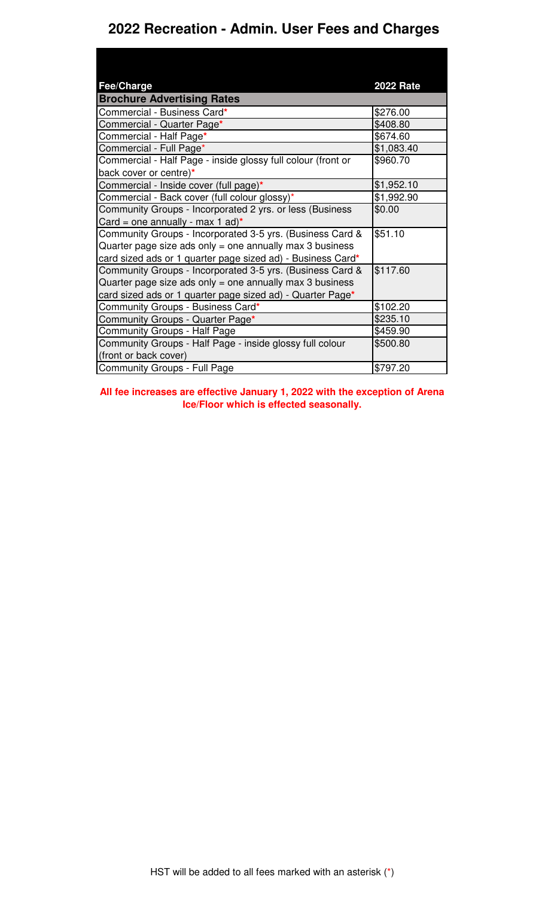# 2022 Recreation - Admin. User Fees and Charges

| Fee/Charge | 2022 Rate |
|---|---|
| **Brochure Advertising Rates** | |
| Commercial - Business Card* | $276.00 |
| Commercial - Quarter Page* | $408.80 |
| Commercial - Half Page* | $674.60 |
| Commercial - Full Page* | $1,083.40 |
| Commercial - Half Page - inside glossy full colour (front or back cover or centre)* | $960.70 |
| Commercial - Inside cover (full page)* | $1,952.10 |
| Commercial - Back cover (full colour glossy)* | $1,992.90 |
| Community Groups - Incorporated 2 yrs. or less (Business Card = one annually - max 1 ad)* | $0.00 |
| Community Groups - Incorporated 3-5 yrs. (Business Card & Quarter page size ads only = one annually max 3 business card sized ads or 1 quarter page sized ad) - Business Card* | $51.10 |
| Community Groups - Incorporated 3-5 yrs. (Business Card & Quarter page size ads only = one annually max 3 business card sized ads or 1 quarter page sized ad) - Quarter Page* | $117.60 |
| Community Groups - Business Card* | $102.20 |
| Community Groups - Quarter Page* | $235.10 |
| Community Groups - Half Page | $459.90 |
| Community Groups - Half Page - inside glossy full colour (front or back cover) | $500.80 |
| Community Groups - Full Page | $797.20 |

**All fee increases are effective January 1, 2022 with the exception of Arena Ice/Floor which is effected seasonally.**

HST will be added to all fees marked with an asterisk (*)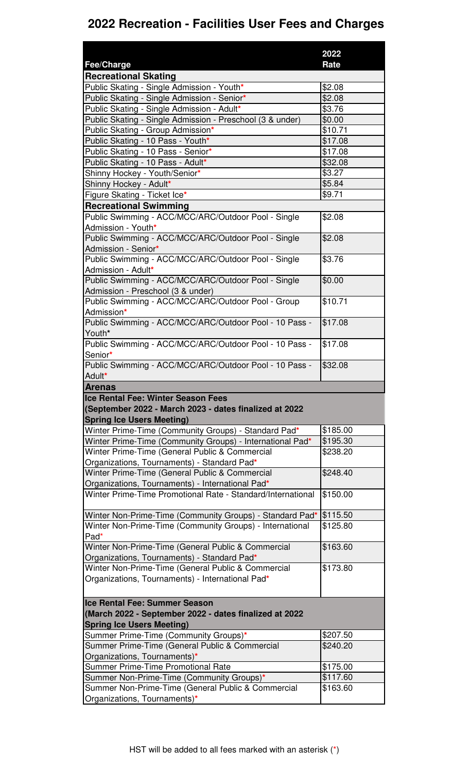# 2022 Recreation - Facilities User Fees and Charges

| Fee/Charge | 2022 Rate |
|---|---|
| **Recreational Skating** | |
| Public Skating - Single Admission - Youth* | $2.08 |
| Public Skating - Single Admission - Senior* | $2.08 |
| Public Skating - Single Admission - Adult* | $3.76 |
| Public Skating - Single Admission - Preschool (3 & under) | $0.00 |
| Public Skating - Group Admission* | $10.71 |
| Public Skating - 10 Pass - Youth* | $17.08 |
| Public Skating - 10 Pass - Senior* | $17.08 |
| Public Skating - 10 Pass - Adult* | $32.08 |
| Shinny Hockey - Youth/Senior* | $3.27 |
| Shinny Hockey - Adult* | $5.84 |
| Figure Skating - Ticket Ice* | $9.71 |
| **Recreational Swimming** | |
| Public Swimming - ACC/MCC/ARC/Outdoor Pool - Single Admission - Youth* | $2.08 |
| Public Swimming - ACC/MCC/ARC/Outdoor Pool - Single Admission - Senior* | $2.08 |
| Public Swimming - ACC/MCC/ARC/Outdoor Pool - Single Admission - Adult* | $3.76 |
| Public Swimming - ACC/MCC/ARC/Outdoor Pool - Single Admission - Preschool (3 & under) | $0.00 |
| Public Swimming - ACC/MCC/ARC/Outdoor Pool - Group Admission* | $10.71 |
| Public Swimming - ACC/MCC/ARC/Outdoor Pool - 10 Pass - Youth* | $17.08 |
| Public Swimming - ACC/MCC/ARC/Outdoor Pool - 10 Pass - Senior* | $17.08 |
| Public Swimming - ACC/MCC/ARC/Outdoor Pool - 10 Pass - Adult* | $32.08 |
| **Arenas** | |
| **Ice Rental Fee: Winter Season Fees (September 2022 - March 2023 - dates finalized at 2022 Spring Ice Users Meeting)** | |
| Winter Prime-Time (Community Groups) - Standard Pad* | $185.00 |
| Winter Prime-Time (Community Groups) - International Pad* | $195.30 |
| Winter Prime-Time (General Public & Commercial Organizations, Tournaments) - Standard Pad* | $238.20 |
| Winter Prime-Time (General Public & Commercial Organizations, Tournaments) - International Pad* | $248.40 |
| Winter Prime-Time Promotional Rate - Standard/International | $150.00 |
| Winter Non-Prime-Time (Community Groups) - Standard Pad* | $115.50 |
| Winter Non-Prime-Time (Community Groups) - International Pad* | $125.80 |
| Winter Non-Prime-Time (General Public & Commercial Organizations, Tournaments) - Standard Pad* | $163.60 |
| Winter Non-Prime-Time (General Public & Commercial Organizations, Tournaments) - International Pad* | $173.80 |
| **Ice Rental Fee: Summer Season (March 2022 - September 2022 - dates finalized at 2022 Spring Ice Users Meeting)** | |
| Summer Prime-Time (Community Groups)* | $207.50 |
| Summer Prime-Time (General Public & Commercial Organizations, Tournaments)* | $240.20 |
| Summer Prime-Time Promotional Rate | $175.00 |
| Summer Non-Prime-Time (Community Groups)* | $117.60 |
| Summer Non-Prime-Time (General Public & Commercial Organizations, Tournaments)* | $163.60 |

HST will be added to all fees marked with an asterisk (*)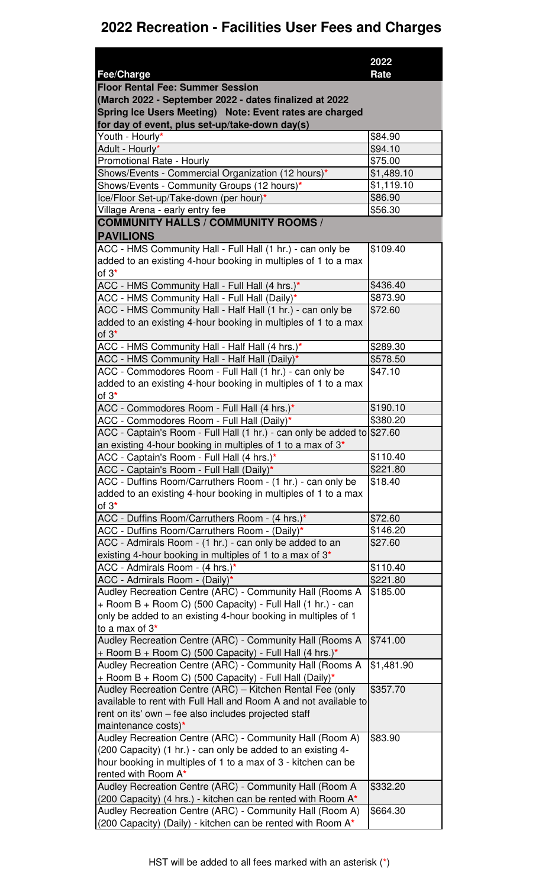# 2022 Recreation - Facilities User Fees and Charges

| Fee/Charge | 2022 Rate |
|---|---|
| **Floor Rental Fee: Summer Session (March 2022 - September 2022 - dates finalized at 2022 Spring Ice Users Meeting) Note: Event rates are charged for day of event, plus set-up/take-down day(s)** | |
| Youth - Hourly* | $84.90 |
| Adult - Hourly* | $94.10 |
| Promotional Rate - Hourly | $75.00 |
| Shows/Events - Commercial Organization (12 hours)* | $1,489.10 |
| Shows/Events - Community Groups (12 hours)* | $1,119.10 |
| Ice/Floor Set-up/Take-down (per hour)* | $86.90 |
| Village Arena - early entry fee | $56.30 |
| **COMMUNITY HALLS / COMMUNITY ROOMS / PAVILIONS** | |
| ACC - HMS Community Hall - Full Hall (1 hr.) - can only be added to an existing 4-hour booking in multiples of 1 to a max of 3* | $109.40 |
| ACC - HMS Community Hall - Full Hall (4 hrs.)* | $436.40 |
| ACC - HMS Community Hall - Full Hall (Daily)* | $873.90 |
| ACC - HMS Community Hall - Half Hall (1 hr.) - can only be added to an existing 4-hour booking in multiples of 1 to a max of 3* | $72.60 |
| ACC - HMS Community Hall - Half Hall (4 hrs.)* | $289.30 |
| ACC - HMS Community Hall - Half Hall (Daily)* | $578.50 |
| ACC - Commodores Room - Full Hall (1 hr.) - can only be added to an existing 4-hour booking in multiples of 1 to a max of 3* | $47.10 |
| ACC - Commodores Room - Full Hall (4 hrs.)* | $190.10 |
| ACC - Commodores Room - Full Hall (Daily)* | $380.20 |
| ACC - Captain's Room - Full Hall (1 hr.) - can only be added to an existing 4-hour booking in multiples of 1 to a max of 3* | $27.60 |
| ACC - Captain's Room - Full Hall (4 hrs.)* | $110.40 |
| ACC - Captain's Room - Full Hall (Daily)* | $221.80 |
| ACC - Duffins Room/Carruthers Room - (1 hr.) - can only be added to an existing 4-hour booking in multiples of 1 to a max of 3* | $18.40 |
| ACC - Duffins Room/Carruthers Room - (4 hrs.)* | $72.60 |
| ACC - Duffins Room/Carruthers Room - (Daily)* | $146.20 |
| ACC - Admirals Room - (1 hr.) - can only be added to an existing 4-hour booking in multiples of 1 to a max of 3* | $27.60 |
| ACC - Admirals Room - (4 hrs.)* | $110.40 |
| ACC - Admirals Room - (Daily)* | $221.80 |
| Audley Recreation Centre (ARC) - Community Hall (Rooms A + Room B + Room C) (500 Capacity) - Full Hall (1 hr.) - can only be added to an existing 4-hour booking in multiples of 1 to a max of 3* | $185.00 |
| Audley Recreation Centre (ARC) - Community Hall (Rooms A + Room B + Room C) (500 Capacity) - Full Hall (4 hrs.)* | $741.00 |
| Audley Recreation Centre (ARC) - Community Hall (Rooms A + Room B + Room C) (500 Capacity) - Full Hall (Daily)* | $1,481.90 |
| Audley Recreation Centre (ARC) – Kitchen Rental Fee (only available to rent with Full Hall and Room A and not available to rent on its' own – fee also includes projected staff maintenance costs)* | $357.70 |
| Audley Recreation Centre (ARC) - Community Hall (Room A) (200 Capacity) (1 hr.) - can only be added to an existing 4-hour booking in multiples of 1 to a max of 3 - kitchen can be rented with Room A* | $83.90 |
| Audley Recreation Centre (ARC) - Community Hall (Room A (200 Capacity) (4 hrs.) - kitchen can be rented with Room A* | $332.20 |
| Audley Recreation Centre (ARC) - Community Hall (Room A) (200 Capacity) (Daily) - kitchen can be rented with Room A* | $664.30 |

HST will be added to all fees marked with an asterisk (*)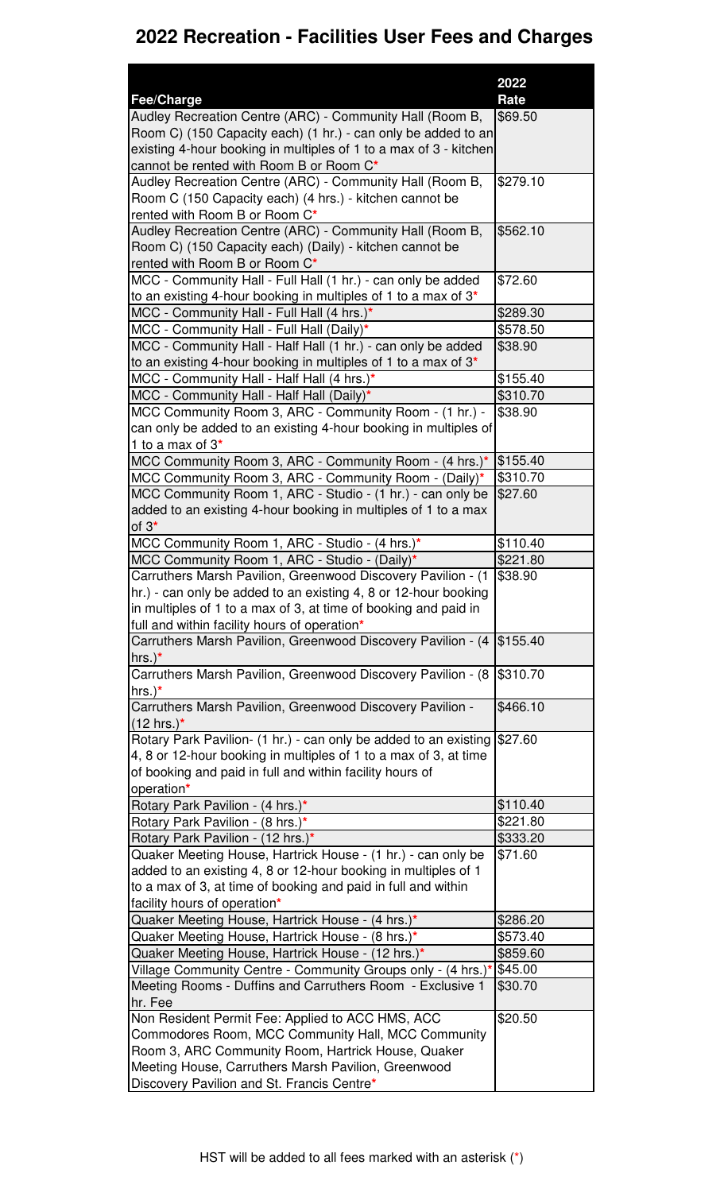# 2022 Recreation - Facilities User Fees and Charges

| Fee/Charge | 2022 Rate |
| --- | --- |
| Audley Recreation Centre (ARC) - Community Hall (Room B, Room C) (150 Capacity each) (1 hr.) - can only be added to an existing 4-hour booking in multiples of 1 to a max of 3 - kitchen cannot be rented with Room B or Room C* | $69.50 |
| Audley Recreation Centre (ARC) - Community Hall (Room B, Room C (150 Capacity each) (4 hrs.) - kitchen cannot be rented with Room B or Room C* | $279.10 |
| Audley Recreation Centre (ARC) - Community Hall (Room B, Room C) (150 Capacity each) (Daily) - kitchen cannot be rented with Room B or Room C* | $562.10 |
| MCC - Community Hall - Full Hall (1 hr.) - can only be added to an existing 4-hour booking in multiples of 1 to a max of 3* | $72.60 |
| MCC - Community Hall - Full Hall (4 hrs.)* | $289.30 |
| MCC - Community Hall - Full Hall (Daily)* | $578.50 |
| MCC - Community Hall - Half Hall (1 hr.) - can only be added to an existing 4-hour booking in multiples of 1 to a max of 3* | $38.90 |
| MCC - Community Hall - Half Hall (4 hrs.)* | $155.40 |
| MCC - Community Hall - Half Hall (Daily)* | $310.70 |
| MCC Community Room 3, ARC - Community Room - (1 hr.) - can only be added to an existing 4-hour booking in multiples of 1 to a max of 3* | $38.90 |
| MCC Community Room 3, ARC - Community Room - (4 hrs.)* | $155.40 |
| MCC Community Room 3, ARC - Community Room - (Daily)* | $310.70 |
| MCC Community Room 1, ARC - Studio - (1 hr.) - can only be added to an existing 4-hour booking in multiples of 1 to a max of 3* | $27.60 |
| MCC Community Room 1, ARC - Studio - (4 hrs.)* | $110.40 |
| MCC Community Room 1, ARC - Studio - (Daily)* | $221.80 |
| Carruthers Marsh Pavilion, Greenwood Discovery Pavilion - (1 hr.) - can only be added to an existing 4, 8 or 12-hour booking in multiples of 1 to a max of 3, at time of booking and paid in full and within facility hours of operation* | $38.90 |
| Carruthers Marsh Pavilion, Greenwood Discovery Pavilion - (4 hrs.)* | $155.40 |
| Carruthers Marsh Pavilion, Greenwood Discovery Pavilion - (8 hrs.)* | $310.70 |
| Carruthers Marsh Pavilion, Greenwood Discovery Pavilion - (12 hrs.)* | $466.10 |
| Rotary Park Pavilion- (1 hr.) - can only be added to an existing 4, 8 or 12-hour booking in multiples of 1 to a max of 3, at time of booking and paid in full and within facility hours of operation* | $27.60 |
| Rotary Park Pavilion - (4 hrs.)* | $110.40 |
| Rotary Park Pavilion - (8 hrs.)* | $221.80 |
| Rotary Park Pavilion - (12 hrs.)* | $333.20 |
| Quaker Meeting House, Hartrick House - (1 hr.) - can only be added to an existing 4, 8 or 12-hour booking in multiples of 1 to a max of 3, at time of booking and paid in full and within facility hours of operation* | $71.60 |
| Quaker Meeting House, Hartrick House - (4 hrs.)* | $286.20 |
| Quaker Meeting House, Hartrick House - (8 hrs.)* | $573.40 |
| Quaker Meeting House, Hartrick House - (12 hrs.)* | $859.60 |
| Village Community Centre - Community Groups only - (4 hrs.)* | $45.00 |
| Meeting Rooms - Duffins and Carruthers Room - Exclusive 1 hr. Fee | $30.70 |
| Non Resident Permit Fee: Applied to ACC HMS, ACC Commodores Room, MCC Community Hall, MCC Community Room 3, ARC Community Room, Hartrick House, Quaker Meeting House, Carruthers Marsh Pavilion, Greenwood Discovery Pavilion and St. Francis Centre* | $20.50 |

HST will be added to all fees marked with an asterisk (*)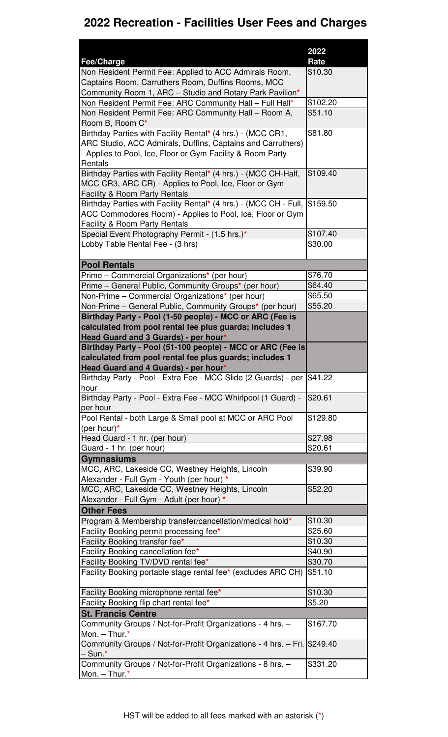# 2022 Recreation - Facilities User Fees and Charges

| Fee/Charge | 2022 Rate |
|---|---|
| Non Resident Permit Fee: Applied to ACC Admirals Room, Captains Room, Carruthers Room, Duffins Rooms, MCC Community Room 1, ARC – Studio and Rotary Park Pavilion* | $10.30 |
| Non Resident Permit Fee: ARC Community Hall – Full Hall* | $102.20 |
| Non Resident Permit Fee: ARC Community Hall – Room A, Room B, Room C* | $51.10 |
| Birthday Parties with Facility Rental* (4 hrs.) - (MCC CR1, ARC Studio, ACC Admirals, Duffins, Captains and Carruthers) - Applies to Pool, Ice, Floor or Gym Facility & Room Party Rentals | $81.80 |
| Birthday Parties with Facility Rental* (4 hrs.) - (MCC CH-Half, MCC CR3, ARC CR) - Applies to Pool, Ice, Floor or Gym Facility & Room Party Rentals | $109.40 |
| Birthday Parties with Facility Rental* (4 hrs.) - (MCC CH - Full, ACC Commodores Room) - Applies to Pool, Ice, Floor or Gym Facility & Room Party Rentals | $159.50 |
| Special Event Photography Permit - (1.5 hrs.)* | $107.40 |
| Lobby Table Rental Fee - (3 hrs) | $30.00 |
| **Pool Rentals** | |
| Prime – Commercial Organizations* (per hour) | $76.70 |
| Prime – General Public, Community Groups* (per hour) | $64.40 |
| Non-Prime – Commercial Organizations* (per hour) | $65.50 |
| Non-Prime – General Public, Community Groups* (per hour) | $55.20 |
| **Birthday Party - Pool (1-50 people) - MCC or ARC (Fee is calculated from pool rental fee plus guards; includes 1 Head Guard and 3 Guards) - per hour*** | |
| **Birthday Party - Pool (51-100 people) - MCC or ARC (Fee is calculated from pool rental fee plus guards; includes 1 Head Guard and 4 Guards) - per hour*** | |
| Birthday Party - Pool - Extra Fee - MCC Slide (2 Guards) - per hour | $41.22 |
| Birthday Party - Pool - Extra Fee - MCC Whirlpool (1 Guard) - per hour | $20.61 |
| Pool Rental - both Large & Small pool at MCC or ARC Pool (per hour)* | $129.80 |
| Head Guard - 1 hr. (per hour) | $27.98 |
| Guard - 1 hr. (per hour) | $20.61 |
| **Gymnasiums** | |
| MCC, ARC, Lakeside CC, Westney Heights, Lincoln Alexander - Full Gym - Youth (per hour) * | $39.90 |
| MCC, ARC, Lakeside CC, Westney Heights, Lincoln Alexander - Full Gym - Adult (per hour) * | $52.20 |
| **Other Fees** | |
| Program & Membership transfer/cancellation/medical hold* | $10.30 |
| Facility Booking permit processing fee* | $25.60 |
| Facility Booking transfer fee* | $10.30 |
| Facility Booking cancellation fee* | $40.90 |
| Facility Booking TV/DVD rental fee* | $30.70 |
| Facility Booking portable stage rental fee* (excludes ARC CH) | $51.10 |
| Facility Booking microphone rental fee* | $10.30 |
| Facility Booking flip chart rental fee* | $5.20 |
| **St. Francis Centre** | |
| Community Groups / Not-for-Profit Organizations - 4 hrs. – Mon. – Thur.* | $167.70 |
| Community Groups / Not-for-Profit Organizations - 4 hrs. – Fri. – Sun.* | $249.40 |
| Community Groups / Not-for-Profit Organizations - 8 hrs. – Mon. – Thur.* | $331.20 |

HST will be added to all fees marked with an asterisk (*)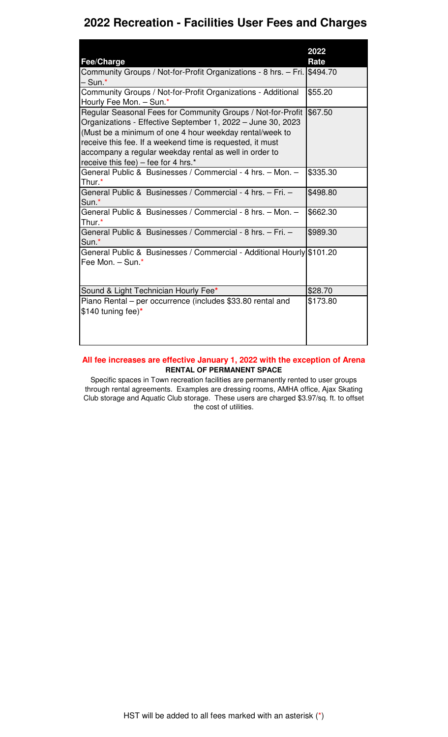# 2022 Recreation - Facilities User Fees and Charges

| Fee/Charge | 2022 Rate |
|---|---|
| Community Groups / Not-for-Profit Organizations - 8 hrs. – Fri. – Sun.* | $494.70 |
| Community Groups / Not-for-Profit Organizations - Additional Hourly Fee Mon. – Sun.* | $55.20 |
| Regular Seasonal Fees for Community Groups / Not-for-Profit Organizations - Effective September 1, 2022 – June 30, 2023 (Must be a minimum of one 4 hour weekday rental/week to receive this fee. If a weekend time is requested, it must accompany a regular weekday rental as well in order to receive this fee) – fee for 4 hrs.* | $67.50 |
| General Public & Businesses / Commercial - 4 hrs. – Mon. – Thur.* | $335.30 |
| General Public & Businesses / Commercial - 4 hrs. – Fri. – Sun.* | $498.80 |
| General Public & Businesses / Commercial - 8 hrs. – Mon. – Thur.* | $662.30 |
| General Public & Businesses / Commercial - 8 hrs. – Fri. – Sun.* | $989.30 |
| General Public & Businesses / Commercial - Additional Hourly Fee Mon. – Sun.* | $101.20 |
| Sound & Light Technician Hourly Fee* | $28.70 |
| Piano Rental – per occurrence (includes $33.80 rental and $140 tuning fee)* | $173.80 |

**All fee increases are effective January 1, 2022 with the exception of Arena**

**RENTAL OF PERMANENT SPACE**

Specific spaces in Town recreation facilities are permanently rented to user groups through rental agreements. Examples are dressing rooms, AMHA office, Ajax Skating Club storage and Aquatic Club storage. These users are charged $3.97/sq. ft. to offset the cost of utilities.

HST will be added to all fees marked with an asterisk (*)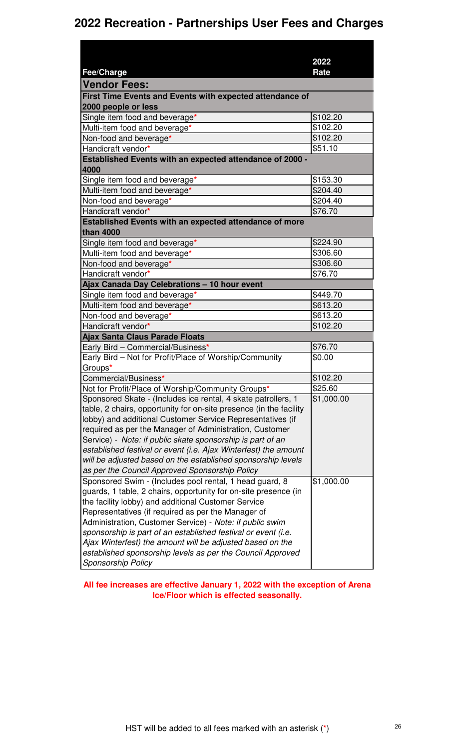# 2022 Recreation - Partnerships User Fees and Charges

| Fee/Charge | 2022 Rate |
|---|---|
| **Vendor Fees:** | |
| **First Time Events and Events with expected attendance of 2000 people or less** | |
| Single item food and beverage* | $102.20 |
| Multi-item food and beverage* | $102.20 |
| Non-food and beverage* | $102.20 |
| Handicraft vendor* | $51.10 |
| **Established Events with an expected attendance of 2000 - 4000** | |
| Single item food and beverage* | $153.30 |
| Multi-item food and beverage* | $204.40 |
| Non-food and beverage* | $204.40 |
| Handicraft vendor* | $76.70 |
| **Established Events with an expected attendance of more than 4000** | |
| Single item food and beverage* | $224.90 |
| Multi-item food and beverage* | $306.60 |
| Non-food and beverage* | $306.60 |
| Handicraft vendor* | $76.70 |
| **Ajax Canada Day Celebrations – 10 hour event** | |
| Single item food and beverage* | $449.70 |
| Multi-item food and beverage* | $613.20 |
| Non-food and beverage* | $613.20 |
| Handicraft vendor* | $102.20 |
| **Ajax Santa Claus Parade Floats** | |
| Early Bird – Commercial/Business* | $76.70 |
| Early Bird – Not for Profit/Place of Worship/Community Groups* | $0.00 |
| Commercial/Business* | $102.20 |
| Not for Profit/Place of Worship/Community Groups* | $25.60 |
| Sponsored Skate - (Includes ice rental, 4 skate patrollers, 1 table, 2 chairs, opportunity for on-site presence (in the facility lobby) and additional Customer Service Representatives (if required as per the Manager of Administration, Customer Service) - *Note: if public skate sponsorship is part of an established festival or event (i.e. Ajax Winterfest) the amount will be adjusted based on the established sponsorship levels as per the Council Approved Sponsorship Policy* | $1,000.00 |
| Sponsored Swim - (Includes pool rental, 1 head guard, 8 guards, 1 table, 2 chairs, opportunity for on-site presence (in the facility lobby) and additional Customer Service Representatives (if required as per the Manager of Administration, Customer Service) - *Note: if public swim sponsorship is part of an established festival or event (i.e. Ajax Winterfest) the amount will be adjusted based on the established sponsorship levels as per the Council Approved Sponsorship Policy* | $1,000.00 |

**All fee increases are effective January 1, 2022 with the exception of Arena Ice/Floor which is effected seasonally.**

HST will be added to all fees marked with an asterisk (*)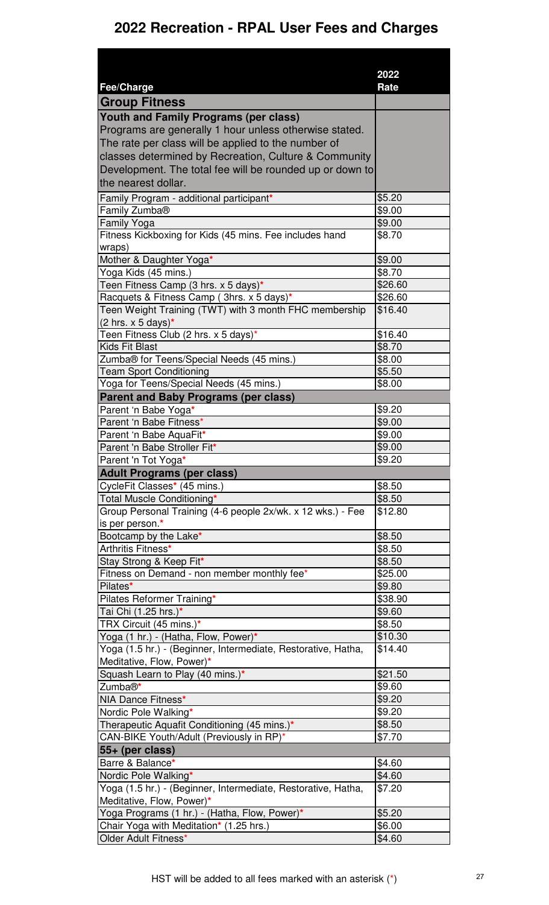# 2022 Recreation - RPAL User Fees and Charges

| Fee/Charge | 2022 Rate |
|---|---|
| **Group Fitness** | |
| **Youth and Family Programs (per class)** Programs are generally 1 hour unless otherwise stated. The rate per class will be applied to the number of classes determined by Recreation, Culture & Community Development. The total fee will be rounded up or down to the nearest dollar. | |
| Family Program - additional participant* | $5.20 |
| Family Zumba® | $9.00 |
| Family Yoga | $9.00 |
| Fitness Kickboxing for Kids (45 mins. Fee includes hand wraps) | $8.70 |
| Mother & Daughter Yoga* | $9.00 |
| Yoga Kids (45 mins.) | $8.70 |
| Teen Fitness Camp (3 hrs. x 5 days)* | $26.60 |
| Racquets & Fitness Camp ( 3hrs. x 5 days)* | $26.60 |
| Teen Weight Training (TWT) with 3 month FHC membership (2 hrs. x 5 days)* | $16.40 |
| Teen Fitness Club (2 hrs. x 5 days)* | $16.40 |
| Kids Fit Blast | $8.70 |
| Zumba® for Teens/Special Needs (45 mins.) | $8.00 |
| Team Sport Conditioning | $5.50 |
| Yoga for Teens/Special Needs (45 mins.) | $8.00 |
| **Parent and Baby Programs (per class)** | |
| Parent 'n Babe Yoga* | $9.20 |
| Parent 'n Babe Fitness* | $9.00 |
| Parent 'n Babe AquaFit* | $9.00 |
| Parent 'n Babe Stroller Fit* | $9.00 |
| Parent 'n Tot Yoga* | $9.20 |
| **Adult Programs (per class)** | |
| CycleFit Classes* (45 mins.) | $8.50 |
| Total Muscle Conditioning* | $8.50 |
| Group Personal Training (4-6 people 2x/wk. x 12 wks.) - Fee is per person.* | $12.80 |
| Bootcamp by the Lake* | $8.50 |
| Arthritis Fitness* | $8.50 |
| Stay Strong & Keep Fit* | $8.50 |
| Fitness on Demand - non member monthly fee* | $25.00 |
| Pilates* | $9.80 |
| Pilates Reformer Training* | $38.90 |
| Tai Chi (1.25 hrs.)* | $9.60 |
| TRX Circuit (45 mins.)* | $8.50 |
| Yoga (1 hr.) - (Hatha, Flow, Power)* | $10.30 |
| Yoga (1.5 hr.) - (Beginner, Intermediate, Restorative, Hatha, Meditative, Flow, Power)* | $14.40 |
| Squash Learn to Play (40 mins.)* | $21.50 |
| Zumba®* | $9.60 |
| NIA Dance Fitness* | $9.20 |
| Nordic Pole Walking* | $9.20 |
| Therapeutic Aquafit Conditioning (45 mins.)* | $8.50 |
| CAN-BIKE Youth/Adult (Previously in RP)* | $7.70 |
| **55+ (per class)** | |
| Barre & Balance* | $4.60 |
| Nordic Pole Walking* | $4.60 |
| Yoga (1.5 hr.) - (Beginner, Intermediate, Restorative, Hatha, Meditative, Flow, Power)* | $7.20 |
| Yoga Programs (1 hr.) - (Hatha, Flow, Power)* | $5.20 |
| Chair Yoga with Meditation* (1.25 hrs.) | $6.00 |
| Older Adult Fitness* | $4.60 |

HST will be added to all fees marked with an asterisk (*)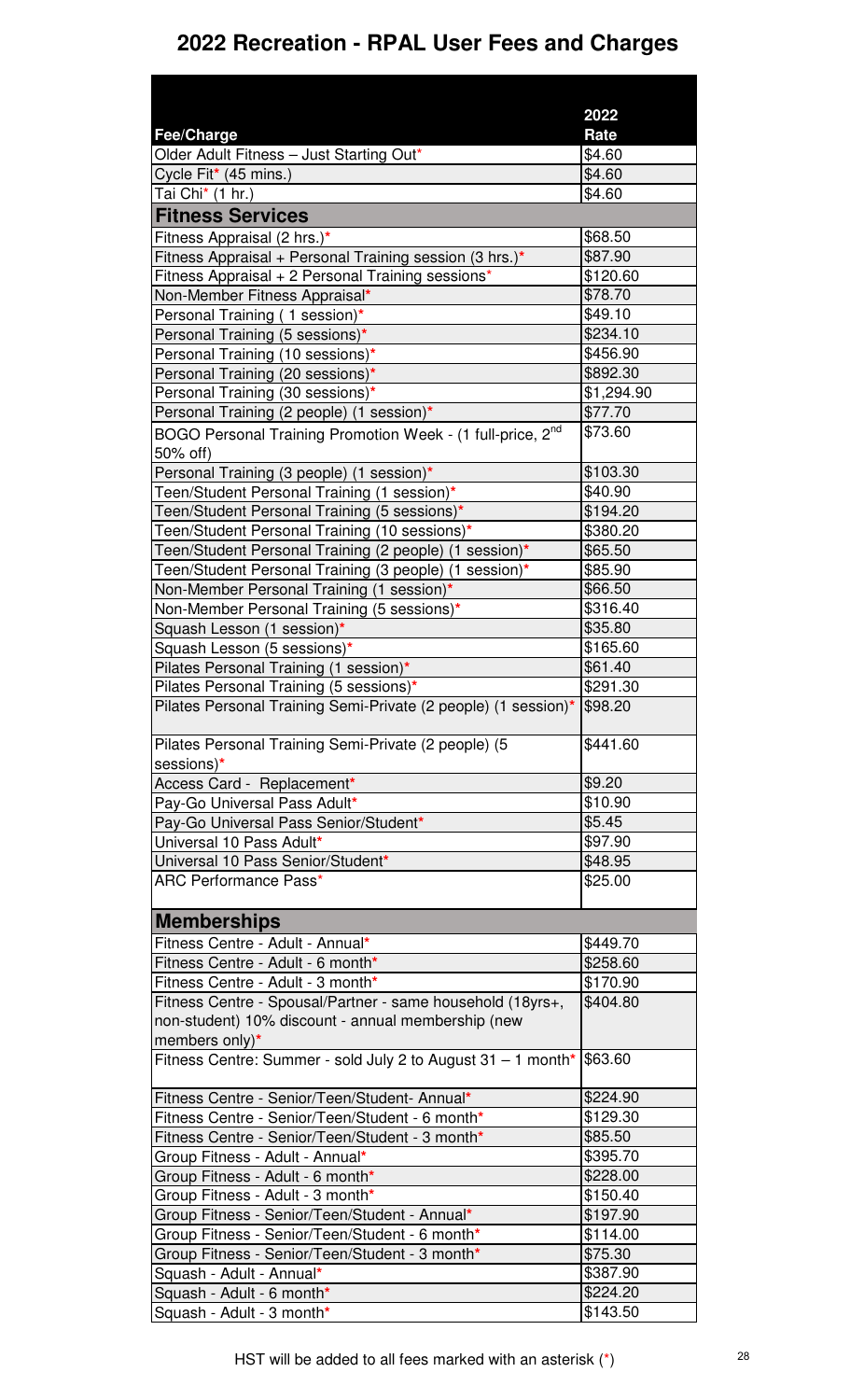# 2022 Recreation - RPAL User Fees and Charges

| Fee/Charge | 2022 Rate |
|---|---|
| Older Adult Fitness – Just Starting Out* | $4.60 |
| Cycle Fit* (45 mins.) | $4.60 |
| Tai Chi* (1 hr.) | $4.60 |
| **Fitness Services** | |
| Fitness Appraisal (2 hrs.)* | $68.50 |
| Fitness Appraisal + Personal Training session (3 hrs.)* | $87.90 |
| Fitness Appraisal + 2 Personal Training sessions* | $120.60 |
| Non-Member Fitness Appraisal* | $78.70 |
| Personal Training ( 1 session)* | $49.10 |
| Personal Training (5 sessions)* | $234.10 |
| Personal Training (10 sessions)* | $456.90 |
| Personal Training (20 sessions)* | $892.30 |
| Personal Training (30 sessions)* | $1,294.90 |
| Personal Training (2 people) (1 session)* | $77.70 |
| BOGO Personal Training Promotion Week - (1 full-price, 2nd 50% off) | $73.60 |
| Personal Training (3 people) (1 session)* | $103.30 |
| Teen/Student Personal Training (1 session)* | $40.90 |
| Teen/Student Personal Training (5 sessions)* | $194.20 |
| Teen/Student Personal Training (10 sessions)* | $380.20 |
| Teen/Student Personal Training (2 people) (1 session)* | $65.50 |
| Teen/Student Personal Training (3 people) (1 session)* | $85.90 |
| Non-Member Personal Training (1 session)* | $66.50 |
| Non-Member Personal Training (5 sessions)* | $316.40 |
| Squash Lesson (1 session)* | $35.80 |
| Squash Lesson (5 sessions)* | $165.60 |
| Pilates Personal Training (1 session)* | $61.40 |
| Pilates Personal Training (5 sessions)* | $291.30 |
| Pilates Personal Training Semi-Private (2 people) (1 session)* | $98.20 |
| Pilates Personal Training Semi-Private (2 people) (5 sessions)* | $441.60 |
| Access Card - Replacement* | $9.20 |
| Pay-Go Universal Pass Adult* | $10.90 |
| Pay-Go Universal Pass Senior/Student* | $5.45 |
| Universal 10 Pass Adult* | $97.90 |
| Universal 10 Pass Senior/Student* | $48.95 |
| ARC Performance Pass* | $25.00 |
| **Memberships** | |
| Fitness Centre - Adult - Annual* | $449.70 |
| Fitness Centre - Adult - 6 month* | $258.60 |
| Fitness Centre - Adult - 3 month* | $170.90 |
| Fitness Centre - Spousal/Partner - same household (18yrs+, non-student) 10% discount - annual membership (new members only)* | $404.80 |
| Fitness Centre: Summer - sold July 2 to August 31 – 1 month* | $63.60 |
| Fitness Centre - Senior/Teen/Student- Annual* | $224.90 |
| Fitness Centre - Senior/Teen/Student - 6 month* | $129.30 |
| Fitness Centre - Senior/Teen/Student - 3 month* | $85.50 |
| Group Fitness - Adult - Annual* | $395.70 |
| Group Fitness - Adult - 6 month* | $228.00 |
| Group Fitness - Adult - 3 month* | $150.40 |
| Group Fitness - Senior/Teen/Student - Annual* | $197.90 |
| Group Fitness - Senior/Teen/Student - 6 month* | $114.00 |
| Group Fitness - Senior/Teen/Student - 3 month* | $75.30 |
| Squash - Adult - Annual* | $387.90 |
| Squash - Adult - 6 month* | $224.20 |
| Squash - Adult - 3 month* | $143.50 |

HST will be added to all fees marked with an asterisk (*)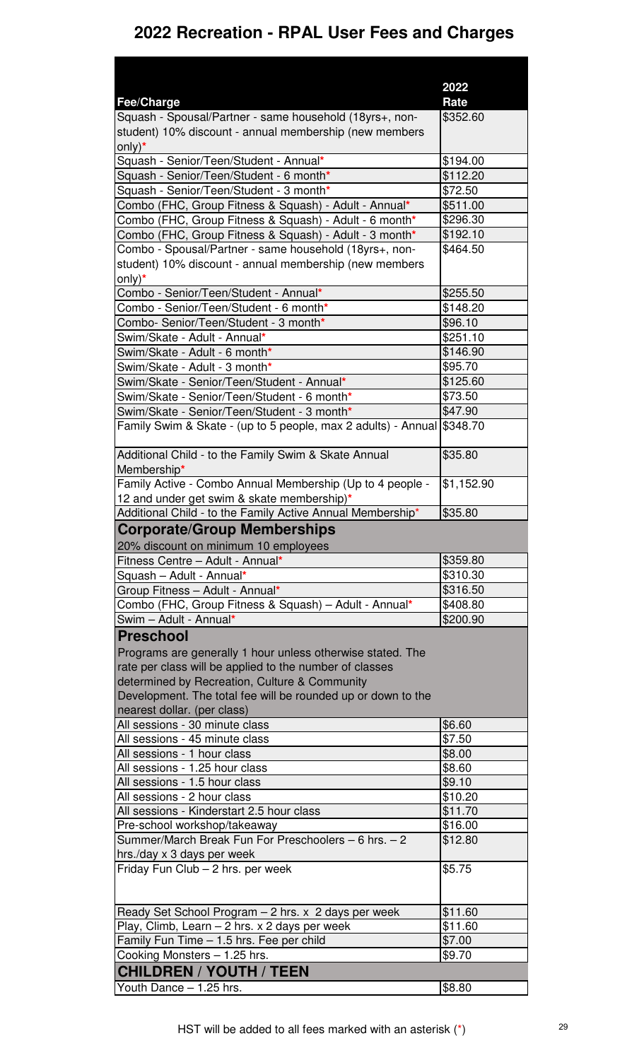# 2022 Recreation - RPAL User Fees and Charges

| Fee/Charge | 2022 Rate |
|---|---|
| Squash - Spousal/Partner - same household (18yrs+, non-student) 10% discount - annual membership (new members only)* | $352.60 |
| Squash - Senior/Teen/Student - Annual* | $194.00 |
| Squash - Senior/Teen/Student - 6 month* | $112.20 |
| Squash - Senior/Teen/Student - 3 month* | $72.50 |
| Combo (FHC, Group Fitness & Squash) - Adult - Annual* | $511.00 |
| Combo (FHC, Group Fitness & Squash) - Adult - 6 month* | $296.30 |
| Combo (FHC, Group Fitness & Squash) - Adult - 3 month* | $192.10 |
| Combo - Spousal/Partner - same household (18yrs+, non-student) 10% discount - annual membership (new members only)* | $464.50 |
| Combo - Senior/Teen/Student - Annual* | $255.50 |
| Combo - Senior/Teen/Student - 6 month* | $148.20 |
| Combo- Senior/Teen/Student - 3 month* | $96.10 |
| Swim/Skate - Adult - Annual* | $251.10 |
| Swim/Skate - Adult - 6 month* | $146.90 |
| Swim/Skate - Adult - 3 month* | $95.70 |
| Swim/Skate - Senior/Teen/Student - Annual* | $125.60 |
| Swim/Skate - Senior/Teen/Student - 6 month* | $73.50 |
| Swim/Skate - Senior/Teen/Student - 3 month* | $47.90 |
| Family Swim & Skate - (up to 5 people, max 2 adults) - Annual | $348.70 |
| Additional Child - to the Family Swim & Skate Annual Membership* | $35.80 |
| Family Active - Combo Annual Membership (Up to 4 people - 12 and under get swim & skate membership)* | $1,152.90 |
| Additional Child - to the Family Active Annual Membership* | $35.80 |
| **Corporate/Group Memberships** | |
| 20% discount on minimum 10 employees | |
| Fitness Centre – Adult - Annual* | $359.80 |
| Squash – Adult - Annual* | $310.30 |
| Group Fitness – Adult - Annual* | $316.50 |
| Combo (FHC, Group Fitness & Squash) – Adult - Annual* | $408.80 |
| Swim – Adult - Annual* | $200.90 |
| **Preschool** | |
| Programs are generally 1 hour unless otherwise stated. The rate per class will be applied to the number of classes determined by Recreation, Culture & Community Development. The total fee will be rounded up or down to the nearest dollar. (per class) | |
| All sessions - 30 minute class | $6.60 |
| All sessions - 45 minute class | $7.50 |
| All sessions - 1 hour class | $8.00 |
| All sessions - 1.25 hour class | $8.60 |
| All sessions - 1.5 hour class | $9.10 |
| All sessions - 2 hour class | $10.20 |
| All sessions - Kinderstart 2.5 hour class | $11.70 |
| Pre-school workshop/takeaway | $16.00 |
| Summer/March Break Fun For Preschoolers – 6 hrs. – 2 hrs./day x 3 days per week | $12.80 |
| Friday Fun Club – 2 hrs. per week | $5.75 |
| Ready Set School Program – 2 hrs. x 2 days per week | $11.60 |
| Play, Climb, Learn – 2 hrs. x 2 days per week | $11.60 |
| Family Fun Time – 1.5 hrs. Fee per child | $7.00 |
| Cooking Monsters – 1.25 hrs. | $9.70 |
| **CHILDREN / YOUTH / TEEN** | |
| Youth Dance – 1.25 hrs. | $8.80 |

HST will be added to all fees marked with an asterisk (*)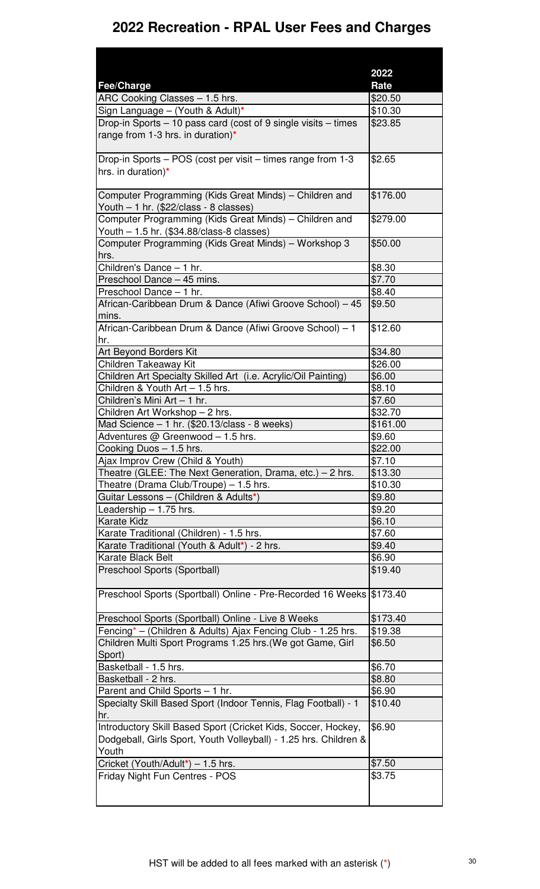# 2022 Recreation - RPAL User Fees and Charges

| Fee/Charge | 2022 Rate |
|---|---|
| ARC Cooking Classes – 1.5 hrs. | $20.50 |
| Sign Language – (Youth & Adult)* | $10.30 |
| Drop-in Sports – 10 pass card (cost of 9 single visits – times range from 1-3 hrs. in duration)* | $23.85 |
| Drop-in Sports – POS (cost per visit – times range from 1-3 hrs. in duration)* | $2.65 |
| Computer Programming (Kids Great Minds) – Children and Youth – 1 hr. ($22/class - 8 classes) | $176.00 |
| Computer Programming (Kids Great Minds) – Children and Youth – 1.5 hr. ($34.88/class-8 classes) | $279.00 |
| Computer Programming (Kids Great Minds) – Workshop 3 hrs. | $50.00 |
| Children's Dance – 1 hr. | $8.30 |
| Preschool Dance – 45 mins. | $7.70 |
| Preschool Dance – 1 hr. | $8.40 |
| African-Caribbean Drum & Dance (Afiwi Groove School) – 45 mins. | $9.50 |
| African-Caribbean Drum & Dance (Afiwi Groove School) – 1 hr. | $12.60 |
| Art Beyond Borders Kit | $34.80 |
| Children Takeaway Kit | $26.00 |
| Children Art Specialty Skilled Art (i.e. Acrylic/Oil Painting) | $6.00 |
| Children & Youth Art – 1.5 hrs. | $8.10 |
| Children's Mini Art – 1 hr. | $7.60 |
| Children Art Workshop – 2 hrs. | $32.70 |
| Mad Science – 1 hr. ($20.13/class - 8 weeks) | $161.00 |
| Adventures @ Greenwood – 1.5 hrs. | $9.60 |
| Cooking Duos – 1.5 hrs. | $22.00 |
| Ajax Improv Crew (Child & Youth) | $7.10 |
| Theatre (GLEE: The Next Generation, Drama, etc.) – 2 hrs. | $13.30 |
| Theatre (Drama Club/Troupe) – 1.5 hrs. | $10.30 |
| Guitar Lessons – (Children & Adults*) | $9.80 |
| Leadership – 1.75 hrs. | $9.20 |
| Karate Kidz | $6.10 |
| Karate Traditional (Children) - 1.5 hrs. | $7.60 |
| Karate Traditional (Youth & Adult*) - 2 hrs. | $9.40 |
| Karate Black Belt | $6.90 |
| Preschool Sports (Sportball) | $19.40 |
| Preschool Sports (Sportball) Online - Pre-Recorded 16 Weeks | $173.40 |
| Preschool Sports (Sportball) Online - Live 8 Weeks | $173.40 |
| Fencing* – (Children & Adults) Ajax Fencing Club - 1.25 hrs. | $19.38 |
| Children Multi Sport Programs 1.25 hrs.(We got Game, Girl Sport) | $6.50 |
| Basketball - 1.5 hrs. | $6.70 |
| Basketball - 2 hrs. | $8.80 |
| Parent and Child Sports – 1 hr. | $6.90 |
| Specialty Skill Based Sport (Indoor Tennis, Flag Football) - 1 hr. | $10.40 |
| Introductory Skill Based Sport (Cricket Kids, Soccer, Hockey, Dodgeball, Girls Sport, Youth Volleyball) - 1.25 hrs. Children & Youth | $6.90 |
| Cricket (Youth/Adult*) – 1.5 hrs. | $7.50 |
| Friday Night Fun Centres - POS | $3.75 |

HST will be added to all fees marked with an asterisk (*)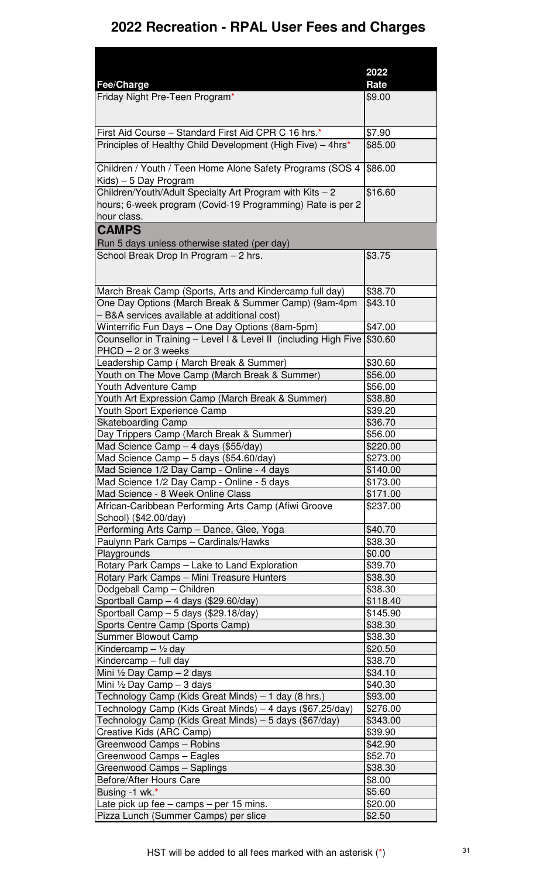# 2022 Recreation - RPAL User Fees and Charges

| Fee/Charge | 2022 Rate |
|---|---|
| Friday Night Pre-Teen Program* | $9.00 |
| First Aid Course – Standard First Aid CPR C 16 hrs.* | $7.90 |
| Principles of Healthy Child Development (High Five) – 4hrs* | $85.00 |
| Children / Youth / Teen Home Alone Safety Programs (SOS 4 Kids) – 5 Day Program | $86.00 |
| Children/Youth/Adult Specialty Art Program with Kits – 2 hours; 6-week program (Covid-19 Programming) Rate is per 2 hour class. | $16.60 |
| **CAMPS** | |
| Run 5 days unless otherwise stated (per day) | |
| School Break Drop In Program – 2 hrs. | $3.75 |
| March Break Camp (Sports, Arts and Kindercamp full day) | $38.70 |
| One Day Options (March Break & Summer Camp) (9am-4pm – B&A services available at additional cost) | $43.10 |
| Winterrific Fun Days – One Day Options (8am-5pm) | $47.00 |
| Counsellor in Training – Level I & Level II (including High Five PHCD – 2 or 3 weeks | $30.60 |
| Leadership Camp ( March Break & Summer) | $30.60 |
| Youth on The Move Camp (March Break & Summer) | $56.00 |
| Youth Adventure Camp | $56.00 |
| Youth Art Expression Camp (March Break & Summer) | $38.80 |
| Youth Sport Experience Camp | $39.20 |
| Skateboarding Camp | $36.70 |
| Day Trippers Camp (March Break & Summer) | $56.00 |
| Mad Science Camp – 4 days ($55/day) | $220.00 |
| Mad Science Camp – 5 days ($54.60/day) | $273.00 |
| Mad Science 1/2 Day Camp - Online - 4 days | $140.00 |
| Mad Science 1/2 Day Camp - Online - 5 days | $173.00 |
| Mad Science - 8 Week Online Class | $171.00 |
| African-Caribbean Performing Arts Camp (Afiwi Groove School) ($42.00/day) | $237.00 |
| Performing Arts Camp – Dance, Glee, Yoga | $40.70 |
| Paulynn Park Camps – Cardinals/Hawks | $38.30 |
| Playgrounds | $0.00 |
| Rotary Park Camps – Lake to Land Exploration | $39.70 |
| Rotary Park Camps – Mini Treasure Hunters | $38.30 |
| Dodgeball Camp – Children | $38.30 |
| Sportball Camp – 4 days ($29.60/day) | $118.40 |
| Sportball Camp – 5 days ($29.18/day) | $145.90 |
| Sports Centre Camp (Sports Camp) | $38.30 |
| Summer Blowout Camp | $38.30 |
| Kindercamp – ½ day | $20.50 |
| Kindercamp – full day | $38.70 |
| Mini ½ Day Camp – 2 days | $34.10 |
| Mini ½ Day Camp – 3 days | $40.30 |
| Technology Camp (Kids Great Minds) – 1 day (8 hrs.) | $93.00 |
| Technology Camp (Kids Great Minds) – 4 days ($67.25/day) | $276.00 |
| Technology Camp (Kids Great Minds) – 5 days ($67/day) | $343.00 |
| Creative Kids (ARC Camp) | $39.90 |
| Greenwood Camps – Robins | $42.90 |
| Greenwood Camps – Eagles | $52.70 |
| Greenwood Camps – Saplings | $38.30 |
| Before/After Hours Care | $8.00 |
| Busing -1 wk.* | $5.60 |
| Late pick up fee – camps – per 15 mins. | $20.00 |
| Pizza Lunch (Summer Camps) per slice | $2.50 |

HST will be added to all fees marked with an asterisk (*)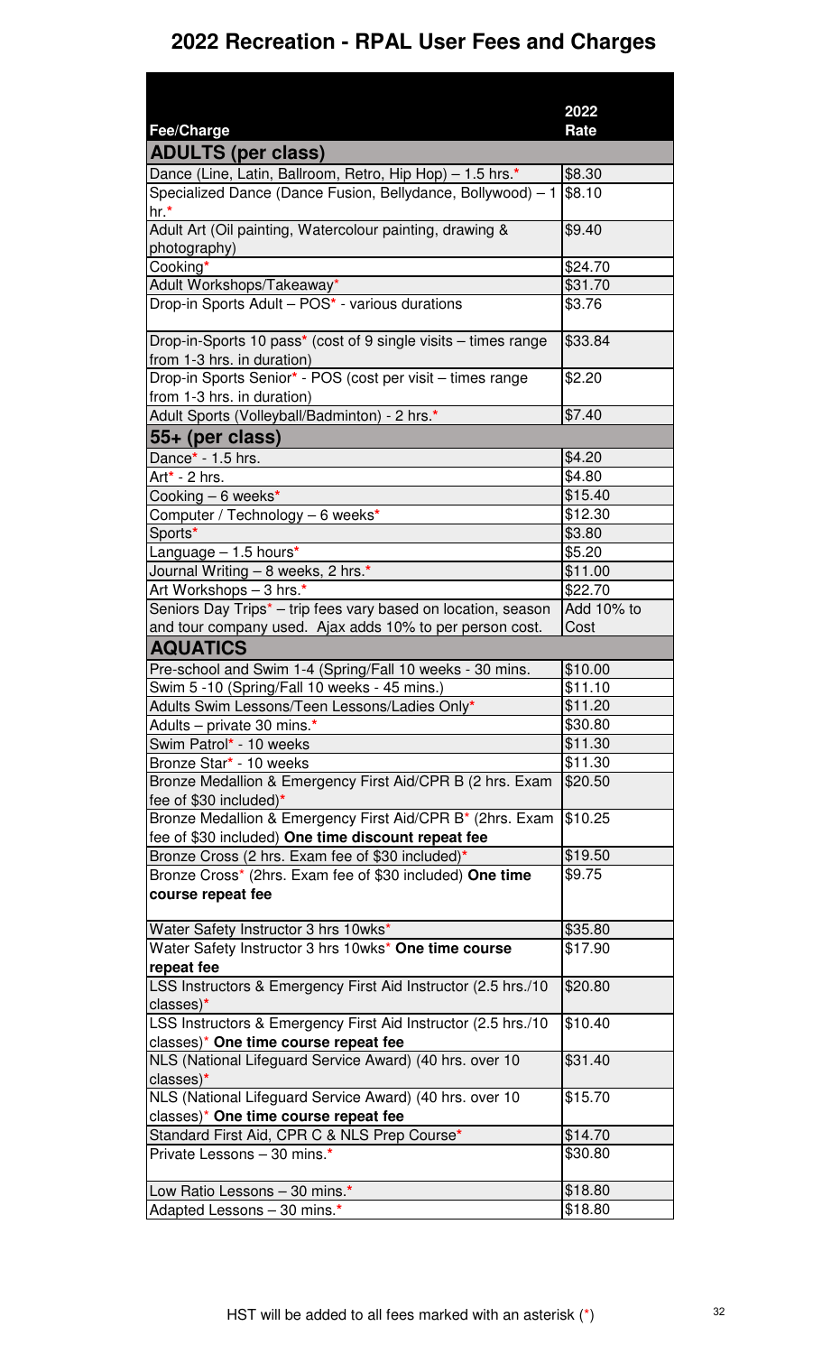# 2022 Recreation - RPAL User Fees and Charges

| Fee/Charge | 2022 Rate |
|---|---|
| **ADULTS (per class)** | |
| Dance (Line, Latin, Ballroom, Retro, Hip Hop) – 1.5 hrs.* | $8.30 |
| Specialized Dance (Dance Fusion, Bellydance, Bollywood) – 1 hr.* | $8.10 |
| Adult Art (Oil painting, Watercolour painting, drawing & photography) | $9.40 |
| Cooking* | $24.70 |
| Adult Workshops/Takeaway* | $31.70 |
| Drop-in Sports Adult – POS* - various durations | $3.76 |
| Drop-in-Sports 10 pass* (cost of 9 single visits – times range from 1-3 hrs. in duration) | $33.84 |
| Drop-in Sports Senior* - POS (cost per visit – times range from 1-3 hrs. in duration) | $2.20 |
| Adult Sports (Volleyball/Badminton) - 2 hrs.* | $7.40 |
| **55+ (per class)** | |
| Dance* - 1.5 hrs. | $4.20 |
| Art* - 2 hrs. | $4.80 |
| Cooking – 6 weeks* | $15.40 |
| Computer / Technology – 6 weeks* | $12.30 |
| Sports* | $3.80 |
| Language – 1.5 hours* | $5.20 |
| Journal Writing – 8 weeks, 2 hrs.* | $11.00 |
| Art Workshops – 3 hrs.* | $22.70 |
| Seniors Day Trips* – trip fees vary based on location, season and tour company used. Ajax adds 10% to per person cost. | Add 10% to Cost |
| **AQUATICS** | |
| Pre-school and Swim 1-4 (Spring/Fall 10 weeks - 30 mins. | $10.00 |
| Swim 5 -10 (Spring/Fall 10 weeks - 45 mins.) | $11.10 |
| Adults Swim Lessons/Teen Lessons/Ladies Only* | $11.20 |
| Adults – private 30 mins.* | $30.80 |
| Swim Patrol* - 10 weeks | $11.30 |
| Bronze Star* - 10 weeks | $11.30 |
| Bronze Medallion & Emergency First Aid/CPR B (2 hrs. Exam fee of $30 included)* | $20.50 |
| Bronze Medallion & Emergency First Aid/CPR B* (2hrs. Exam fee of $30 included) **One time discount repeat fee** | $10.25 |
| Bronze Cross (2 hrs. Exam fee of $30 included)* | $19.50 |
| Bronze Cross* (2hrs. Exam fee of $30 included) **One time course repeat fee** | $9.75 |
| Water Safety Instructor 3 hrs 10wks* | $35.80 |
| Water Safety Instructor 3 hrs 10wks* **One time course repeat fee** | $17.90 |
| LSS Instructors & Emergency First Aid Instructor (2.5 hrs./10 classes)* | $20.80 |
| LSS Instructors & Emergency First Aid Instructor (2.5 hrs./10 classes)* **One time course repeat fee** | $10.40 |
| NLS (National Lifeguard Service Award) (40 hrs. over 10 classes)* | $31.40 |
| NLS (National Lifeguard Service Award) (40 hrs. over 10 classes)* **One time course repeat fee** | $15.70 |
| Standard First Aid, CPR C & NLS Prep Course* | $14.70 |
| Private Lessons – 30 mins.* | $30.80 |
| Low Ratio Lessons – 30 mins.* | $18.80 |
| Adapted Lessons – 30 mins.* | $18.80 |

HST will be added to all fees marked with an asterisk (*)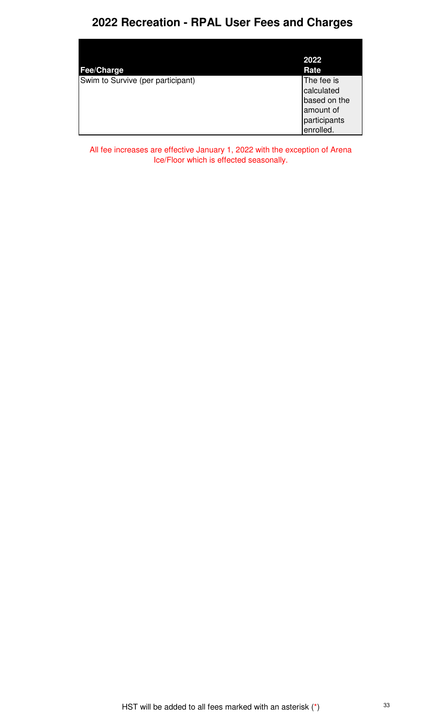# 2022 Recreation - RPAL User Fees and Charges

| Fee/Charge | 2022 Rate |
|---|---|
| Swim to Survive (per participant) | The fee is calculated based on the amount of participants enrolled. |

All fee increases are effective January 1, 2022 with the exception of Arena Ice/Floor which is effected seasonally.

HST will be added to all fees marked with an asterisk (*)